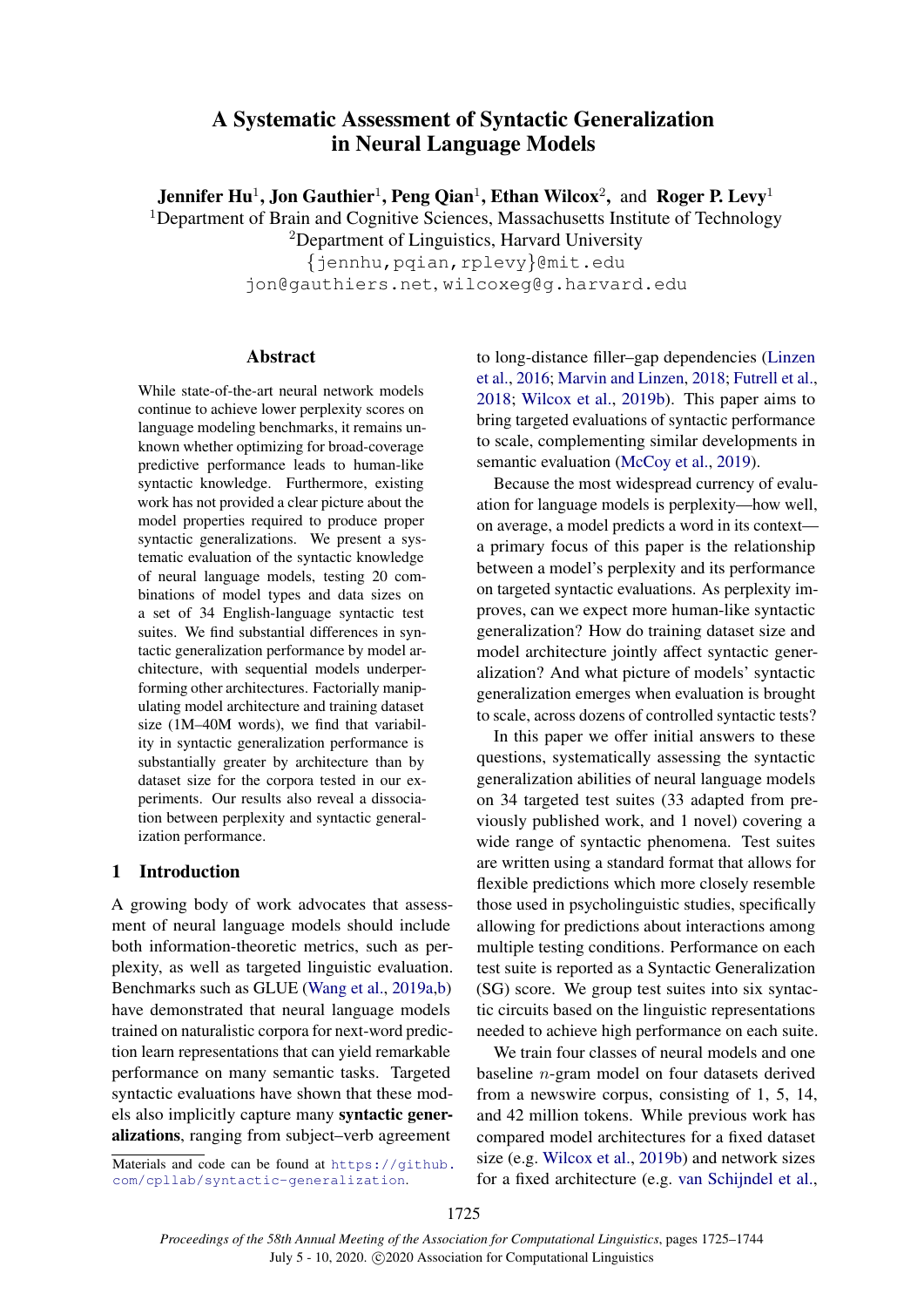# A Systematic Assessment of Syntactic Generalization in Neural Language Models

**Jennifer Hu**[1], **Jon Gauthier**[1], **Peng Qian**[1], **Ethan Wilcox**[2], and **Roger P. Levy**[1]

[1]Department of Brain and Cognitive Sciences, Massachusetts Institute of Technology

[2]Department of Linguistics, Harvard University

{jennhu,pqian,rplevy}@mit.edu

jon@gauthiers.net, wilcoxeg@g.harvard.edu

## Abstract

While state-of-the-art neural network models continue to achieve lower perplexity scores on language modeling benchmarks, it remains unknown whether optimizing for broad-coverage predictive performance leads to human-like syntactic knowledge. Furthermore, existing work has not provided a clear picture about the model properties required to produce proper syntactic generalizations. We present a systematic evaluation of the syntactic knowledge of neural language models, testing 20 combinations of model types and data sizes on a set of 34 English-language syntactic test suites. We find substantial differences in syntactic generalization performance by model architecture, with sequential models underperforming other architectures. Factorially manipulating model architecture and training dataset size (1M–40M words), we find that variability in syntactic generalization performance is substantially greater by architecture than by dataset size for the corpora tested in our experiments. Our results also reveal a dissociation between perplexity and syntactic generalization performance.

## 1 Introduction

A growing body of work advocates that assessment of neural language models should include both information-theoretic metrics, such as perplexity, as well as targeted linguistic evaluation. Benchmarks such as GLUE (Wang et al., 2019a,b) have demonstrated that neural language models trained on naturalistic corpora for next-word prediction learn representations that can yield remarkable performance on many semantic tasks. Targeted syntactic evaluations have shown that these models also implicitly capture many **syntactic generalizations**, ranging from subject–verb agreement to long-distance filler–gap dependencies (Linzen et al., 2016; Marvin and Linzen, 2018; Futrell et al., 2018; Wilcox et al., 2019b). This paper aims to bring targeted evaluations of syntactic performance to scale, complementing similar developments in semantic evaluation (McCoy et al., 2019).

Because the most widespread currency of evaluation for language models is perplexity—how well, on average, a model predicts a word in its context—a primary focus of this paper is the relationship between a model's perplexity and its performance on targeted syntactic evaluations. As perplexity improves, can we expect more human-like syntactic generalization? How do training dataset size and model architecture jointly affect syntactic generalization? And what picture of models' syntactic generalization emerges when evaluation is brought to scale, across dozens of controlled syntactic tests?

In this paper we offer initial answers to these questions, systematically assessing the syntactic generalization abilities of neural language models on 34 targeted test suites (33 adapted from previously published work, and 1 novel) covering a wide range of syntactic phenomena. Test suites are written using a standard format that allows for flexible predictions which more closely resemble those used in psycholinguistic studies, specifically allowing for predictions about interactions among multiple testing conditions. Performance on each test suite is reported as a Syntactic Generalization (SG) score. We group test suites into six syntactic circuits based on the linguistic representations needed to achieve high performance on each suite.

We train four classes of neural models and one baseline $n$-gram model on four datasets derived from a newswire corpus, consisting of 1, 5, 14, and 42 million tokens. While previous work has compared model architectures for a fixed dataset size (e.g. Wilcox et al., 2019b) and network sizes for a fixed architecture (e.g. van Schijndel et al.,

Materials and code can be found at https://github.com/cpllab/syntactic-generalization.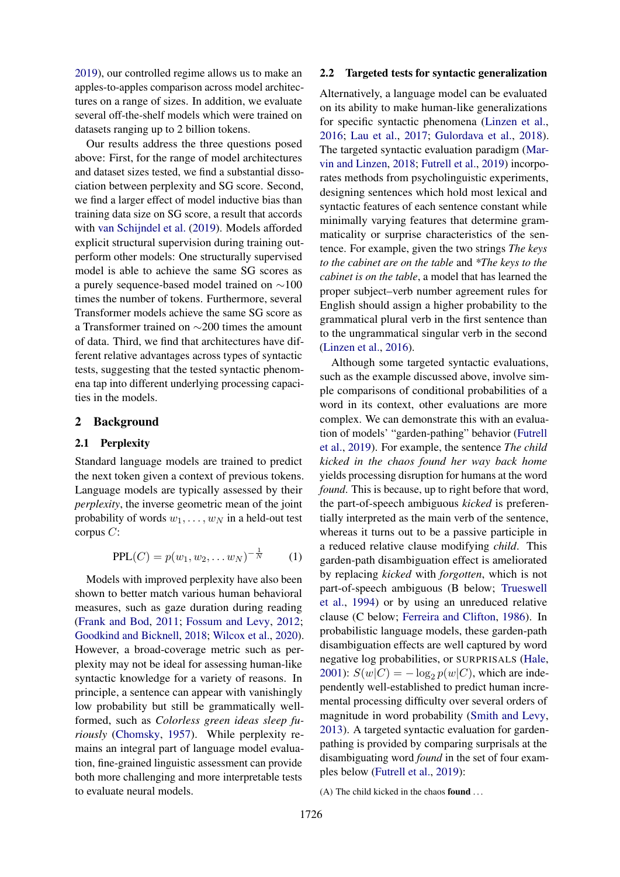2019), our controlled regime allows us to make an apples-to-apples comparison across model architectures on a range of sizes. In addition, we evaluate several off-the-shelf models which were trained on datasets ranging up to 2 billion tokens.

Our results address the three questions posed above: First, for the range of model architectures and dataset sizes tested, we find a substantial dissociation between perplexity and SG score. Second, we find a larger effect of model inductive bias than training data size on SG score, a result that accords with van Schijndel et al. (2019). Models afforded explicit structural supervision during training outperform other models: One structurally supervised model is able to achieve the same SG scores as a purely sequence-based model trained on ∼100 times the number of tokens. Furthermore, several Transformer models achieve the same SG score as a Transformer trained on ∼200 times the amount of data. Third, we find that architectures have different relative advantages across types of syntactic tests, suggesting that the tested syntactic phenomena tap into different underlying processing capacities in the models.

## 2 Background

### 2.1 Perplexity

Standard language models are trained to predict the next token given a context of previous tokens. Language models are typically assessed by their *perplexity*, the inverse geometric mean of the joint probability of words $w_1, \ldots, w_N$ in a held-out test corpus $C$:

$$\text{PPL}(C) = p(w_1, w_2, \ldots w_N)^{-\frac{1}{N}} \tag{1}$$

Models with improved perplexity have also been shown to better match various human behavioral measures, such as gaze duration during reading (Frank and Bod, 2011; Fossum and Levy, 2012; Goodkind and Bicknell, 2018; Wilcox et al., 2020). However, a broad-coverage metric such as perplexity may not be ideal for assessing human-like syntactic knowledge for a variety of reasons. In principle, a sentence can appear with vanishingly low probability but still be grammatically well-formed, such as *Colorless green ideas sleep furiously* (Chomsky, 1957). While perplexity remains an integral part of language model evaluation, fine-grained linguistic assessment can provide both more challenging and more interpretable tests to evaluate neural models.

### 2.2 Targeted tests for syntactic generalization

Alternatively, a language model can be evaluated on its ability to make human-like generalizations for specific syntactic phenomena (Linzen et al., 2016; Lau et al., 2017; Gulordava et al., 2018). The targeted syntactic evaluation paradigm (Marvin and Linzen, 2018; Futrell et al., 2019) incorporates methods from psycholinguistic experiments, designing sentences which hold most lexical and syntactic features of each sentence constant while minimally varying features that determine grammaticality or surprise characteristics of the sentence. For example, given the two strings *The keys to the cabinet are on the table* and *\*The keys to the cabinet is on the table*, a model that has learned the proper subject–verb number agreement rules for English should assign a higher probability to the grammatical plural verb in the first sentence than to the ungrammatical singular verb in the second (Linzen et al., 2016).

Although some targeted syntactic evaluations, such as the example discussed above, involve simple comparisons of conditional probabilities of a word in its context, other evaluations are more complex. We can demonstrate this with an evaluation of models' "garden-pathing" behavior (Futrell et al., 2019). For example, the sentence *The child kicked in the chaos found her way back home* yields processing disruption for humans at the word *found*. This is because, up to right before that word, the part-of-speech ambiguous *kicked* is preferentially interpreted as the main verb of the sentence, whereas it turns out to be a passive participle in a reduced relative clause modifying *child*. This garden-path disambiguation effect is ameliorated by replacing *kicked* with *forgotten*, which is not part-of-speech ambiguous (B below; Trueswell et al., 1994) or by using an unreduced relative clause (C below; Ferreira and Clifton, 1986). In probabilistic language models, these garden-path disambiguation effects are well captured by word negative log probabilities, or SURPRISALS (Hale, 2001): $S(w|C) = -\log_2 p(w|C)$, which are independently well-established to predict human incremental processing difficulty over several orders of magnitude in word probability (Smith and Levy, 2013). A targeted syntactic evaluation for garden-pathing is provided by comparing surprisals at the disambiguating word *found* in the set of four examples below (Futrell et al., 2019):

(A) The child kicked in the chaos **found** . . .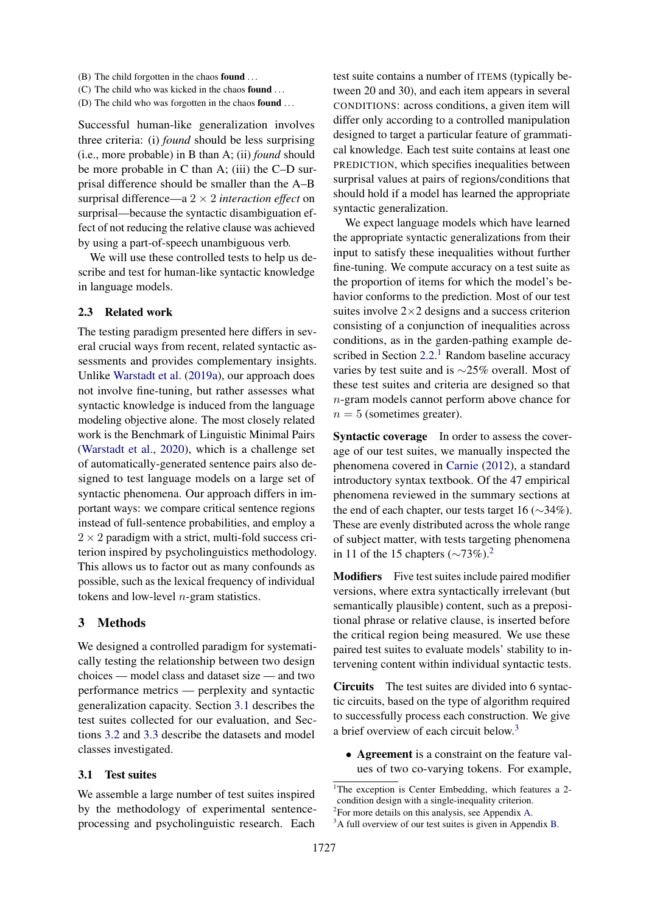(B) The child forgotten in the chaos **found** . . .
(C) The child who was kicked in the chaos **found** . . .
(D) The child who was forgotten in the chaos **found** . . .

Successful human-like generalization involves three criteria: (i) *found* should be less surprising (i.e., more probable) in B than A; (ii) *found* should be more probable in C than A; (iii) the C–D surprisal difference should be smaller than the A–B surprisal difference—a $2 \times 2$ *interaction effect* on surprisal—because the syntactic disambiguation effect of not reducing the relative clause was achieved by using a part-of-speech unambiguous verb.

We will use these controlled tests to help us describe and test for human-like syntactic knowledge in language models.

### 2.3 Related work

The testing paradigm presented here differs in several crucial ways from recent, related syntactic assessments and provides complementary insights. Unlike Warstadt et al. (2019a), our approach does not involve fine-tuning, but rather assesses what syntactic knowledge is induced from the language modeling objective alone. The most closely related work is the Benchmark of Linguistic Minimal Pairs (Warstadt et al., 2020), which is a challenge set of automatically-generated sentence pairs also designed to test language models on a large set of syntactic phenomena. Our approach differs in important ways: we compare critical sentence regions instead of full-sentence probabilities, and employ a $2 \times 2$ paradigm with a strict, multi-fold success criterion inspired by psycholinguistics methodology. This allows us to factor out as many confounds as possible, such as the lexical frequency of individual tokens and low-level $n$-gram statistics.

## 3 Methods

We designed a controlled paradigm for systematically testing the relationship between two design choices — model class and dataset size — and two performance metrics — perplexity and syntactic generalization capacity. Section 3.1 describes the test suites collected for our evaluation, and Sections 3.2 and 3.3 describe the datasets and model classes investigated.

### 3.1 Test suites

We assemble a large number of test suites inspired by the methodology of experimental sentence-processing and psycholinguistic research. Each test suite contains a number of ITEMS (typically between 20 and 30), and each item appears in several CONDITIONS: across conditions, a given item will differ only according to a controlled manipulation designed to target a particular feature of grammatical knowledge. Each test suite contains at least one PREDICTION, which specifies inequalities between surprisal values at pairs of regions/conditions that should hold if a model has learned the appropriate syntactic generalization.

We expect language models which have learned the appropriate syntactic generalizations from their input to satisfy these inequalities without further fine-tuning. We compute accuracy on a test suite as the proportion of items for which the model's behavior conforms to the prediction. Most of our test suites involve $2\times2$ designs and a success criterion consisting of a conjunction of inequalities across conditions, as in the garden-pathing example described in Section 2.2.[1] Random baseline accuracy varies by test suite and is ~25% overall. Most of these test suites and criteria are designed so that $n$-gram models cannot perform above chance for $n = 5$ (sometimes greater).

**Syntactic coverage** In order to assess the coverage of our test suites, we manually inspected the phenomena covered in Carnie (2012), a standard introductory syntax textbook. Of the 47 empirical phenomena reviewed in the summary sections at the end of each chapter, our tests target 16 (~34%). These are evenly distributed across the whole range of subject matter, with tests targeting phenomena in 11 of the 15 chapters (~73%).[2]

**Modifiers** Five test suites include paired modifier versions, where extra syntactically irrelevant (but semantically plausible) content, such as a prepositional phrase or relative clause, is inserted before the critical region being measured. We use these paired test suites to evaluate models' stability to intervening content within individual syntactic tests.

**Circuits** The test suites are divided into 6 syntactic circuits, based on the type of algorithm required to successfully process each construction. We give a brief overview of each circuit below.[3]

- **Agreement** is a constraint on the feature values of two co-varying tokens. For example,

[1] The exception is Center Embedding, which features a 2-condition design with a single-inequality criterion.
[2] For more details on this analysis, see Appendix A.
[3] A full overview of our test suites is given in Appendix B.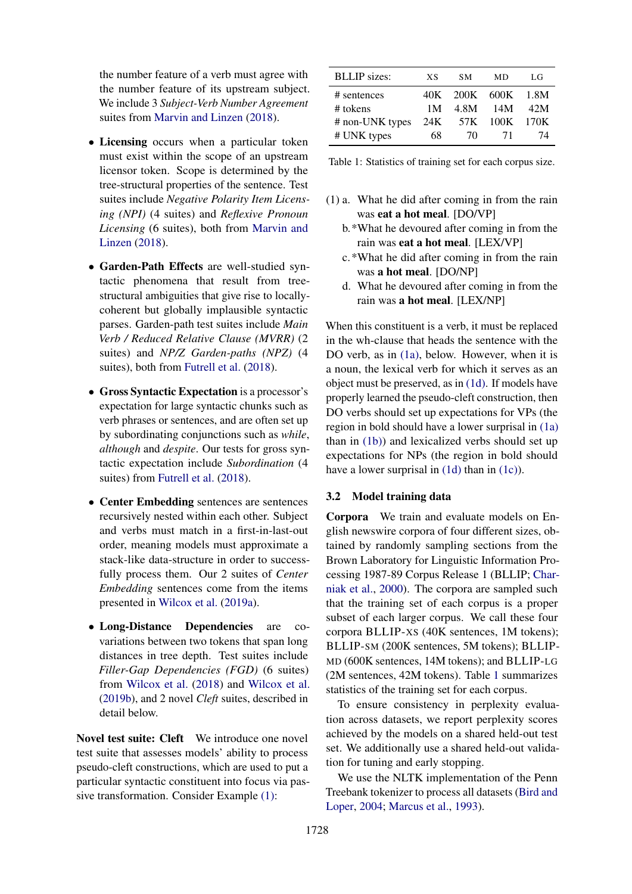the number feature of a verb must agree with the number feature of its upstream subject. We include 3 *Subject-Verb Number Agreement* suites from Marvin and Linzen (2018).

- **Licensing** occurs when a particular token must exist within the scope of an upstream licensor token. Scope is determined by the tree-structural properties of the sentence. Test suites include *Negative Polarity Item Licensing (NPI)* (4 suites) and *Reflexive Pronoun Licensing* (6 suites), both from Marvin and Linzen (2018).

- **Garden-Path Effects** are well-studied syntactic phenomena that result from tree-structural ambiguities that give rise to locally-coherent but globally implausible syntactic parses. Garden-path test suites include *Main Verb / Reduced Relative Clause (MVRR)* (2 suites) and *NP/Z Garden-paths (NPZ)* (4 suites), both from Futrell et al. (2018).

- **Gross Syntactic Expectation** is a processor's expectation for large syntactic chunks such as verb phrases or sentences, and are often set up by subordinating conjunctions such as *while*, *although* and *despite*. Our tests for gross syntactic expectation include *Subordination* (4 suites) from Futrell et al. (2018).

- **Center Embedding** sentences are sentences recursively nested within each other. Subject and verbs must match in a first-in-last-out order, meaning models must approximate a stack-like data-structure in order to successfully process them. Our 2 suites of *Center Embedding* sentences come from the items presented in Wilcox et al. (2019a).

- **Long-Distance Dependencies** are co-variations between two tokens that span long distances in tree depth. Test suites include *Filler-Gap Dependencies (FGD)* (6 suites) from Wilcox et al. (2018) and Wilcox et al. (2019b), and 2 novel *Cleft* suites, described in detail below.

**Novel test suite: Cleft** We introduce one novel test suite that assesses models' ability to process pseudo-cleft constructions, which are used to put a particular syntactic constituent into focus via passive transformation. Consider Example (1):

| BLLIP sizes: | XS | SM | MD | LG |
|---|---|---|---|---|
| # sentences | 40K | 200K | 600K | 1.8M |
| # tokens | 1M | 4.8M | 14M | 42M |
| # non-UNK types | 24K | 57K | 100K | 170K |
| # UNK types | 68 | 70 | 71 | 74 |

Table 1: Statistics of training set for each corpus size.

(1) a. What he did after coming in from the rain was **eat a hot meal**. [DO/VP]

b. *What he devoured after coming in from the rain was **eat a hot meal**. [LEX/VP]

c. *What he did after coming in from the rain was **a hot meal**. [DO/NP]

d. What he devoured after coming in from the rain was **a hot meal**. [LEX/NP]

When this constituent is a verb, it must be replaced in the wh-clause that heads the sentence with the DO verb, as in (1a), below. However, when it is a noun, the lexical verb for which it serves as an object must be preserved, as in (1d). If models have properly learned the pseudo-cleft construction, then DO verbs should set up expectations for VPs (the region in bold should have a lower surprisal in (1a) than in (1b)) and lexicalized verbs should set up expectations for NPs (the region in bold should have a lower surprisal in (1d) than in (1c)).

### 3.2 Model training data

**Corpora** We train and evaluate models on English newswire corpora of four different sizes, obtained by randomly sampling sections from the Brown Laboratory for Linguistic Information Processing 1987-89 Corpus Release 1 (BLLIP; Charniak et al., 2000). The corpora are sampled such that the training set of each corpus is a proper subset of each larger corpus. We call these four corpora BLLIP-XS (40K sentences, 1M tokens); BLLIP-SM (200K sentences, 5M tokens); BLLIP-MD (600K sentences, 14M tokens); and BLLIP-LG (2M sentences, 42M tokens). Table 1 summarizes statistics of the training set for each corpus.

To ensure consistency in perplexity evaluation across datasets, we report perplexity scores achieved by the models on a shared held-out test set. We additionally use a shared held-out validation for tuning and early stopping.

We use the NLTK implementation of the Penn Treebank tokenizer to process all datasets (Bird and Loper, 2004; Marcus et al., 1993).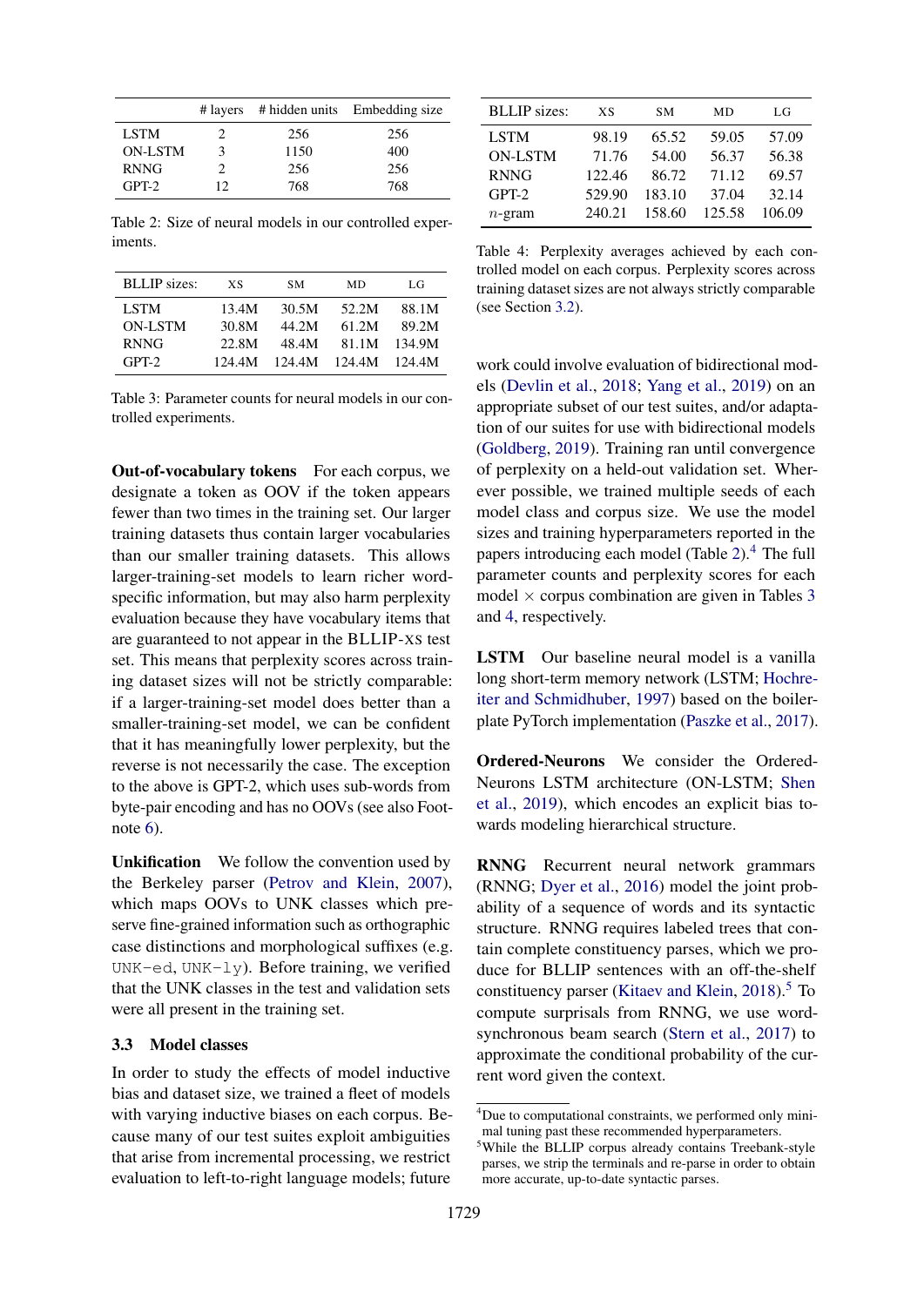|  | # layers | # hidden units | Embedding size |
|---|---|---|---|
| LSTM | 2 | 256 | 256 |
| ON-LSTM | 3 | 1150 | 400 |
| RNNG | 2 | 256 | 256 |
| GPT-2 | 12 | 768 | 768 |

Table 2: Size of neural models in our controlled experiments.

| BLLIP sizes: | XS | SM | MD | LG |
|---|---|---|---|---|
| LSTM | 13.4M | 30.5M | 52.2M | 88.1M |
| ON-LSTM | 30.8M | 44.2M | 61.2M | 89.2M |
| RNNG | 22.8M | 48.4M | 81.1M | 134.9M |
| GPT-2 | 124.4M | 124.4M | 124.4M | 124.4M |

Table 3: Parameter counts for neural models in our controlled experiments.

**Out-of-vocabulary tokens** For each corpus, we designate a token as OOV if the token appears fewer than two times in the training set. Our larger training datasets thus contain larger vocabularies than our smaller training datasets. This allows larger-training-set models to learn richer word-specific information, but may also harm perplexity evaluation because they have vocabulary items that are guaranteed to not appear in the BLLIP-XS test set. This means that perplexity scores across training dataset sizes will not be strictly comparable: if a larger-training-set model does better than a smaller-training-set model, we can be confident that it has meaningfully lower perplexity, but the reverse is not necessarily the case. The exception to the above is GPT-2, which uses sub-words from byte-pair encoding and has no OOVs (see also Footnote 6).

**Unkification** We follow the convention used by the Berkeley parser (Petrov and Klein, 2007), which maps OOVs to UNK classes which preserve fine-grained information such as orthographic case distinctions and morphological suffixes (e.g. `UNK-ed`, `UNK-ly`). Before training, we verified that the UNK classes in the test and validation sets were all present in the training set.

### 3.3 Model classes

In order to study the effects of model inductive bias and dataset size, we trained a fleet of models with varying inductive biases on each corpus. Because many of our test suites exploit ambiguities that arise from incremental processing, we restrict evaluation to left-to-right language models; future work could involve evaluation of bidirectional models (Devlin et al., 2018; Yang et al., 2019) on an appropriate subset of our test suites, and/or adaptation of our suites for use with bidirectional models (Goldberg, 2019). Training ran until convergence of perplexity on a held-out validation set. Wherever possible, we trained multiple seeds of each model class and corpus size. We use the model sizes and training hyperparameters reported in the papers introducing each model (Table 2).[4] The full parameter counts and perplexity scores for each model $\times$ corpus combination are given in Tables 3 and 4, respectively.

| BLLIP sizes: | XS | SM | MD | LG |
|---|---|---|---|---|
| LSTM | 98.19 | 65.52 | 59.05 | 57.09 |
| ON-LSTM | 71.76 | 54.00 | 56.37 | 56.38 |
| RNNG | 122.46 | 86.72 | 71.12 | 69.57 |
| GPT-2 | 529.90 | 183.10 | 37.04 | 32.14 |
| $n$-gram | 240.21 | 158.60 | 125.58 | 106.09 |

Table 4: Perplexity averages achieved by each controlled model on each corpus. Perplexity scores across training dataset sizes are not always strictly comparable (see Section 3.2).

**LSTM** Our baseline neural model is a vanilla long short-term memory network (LSTM; Hochreiter and Schmidhuber, 1997) based on the boilerplate PyTorch implementation (Paszke et al., 2017).

**Ordered-Neurons** We consider the Ordered-Neurons LSTM architecture (ON-LSTM; Shen et al., 2019), which encodes an explicit bias towards modeling hierarchical structure.

**RNNG** Recurrent neural network grammars (RNNG; Dyer et al., 2016) model the joint probability of a sequence of words and its syntactic structure. RNNG requires labeled trees that contain complete constituency parses, which we produce for BLLIP sentences with an off-the-shelf constituency parser (Kitaev and Klein, 2018).[5] To compute surprisals from RNNG, we use word-synchronous beam search (Stern et al., 2017) to approximate the conditional probability of the current word given the context.

[4]Due to computational constraints, we performed only minimal tuning past these recommended hyperparameters.

[5]While the BLLIP corpus already contains Treebank-style parses, we strip the terminals and re-parse in order to obtain more accurate, up-to-date syntactic parses.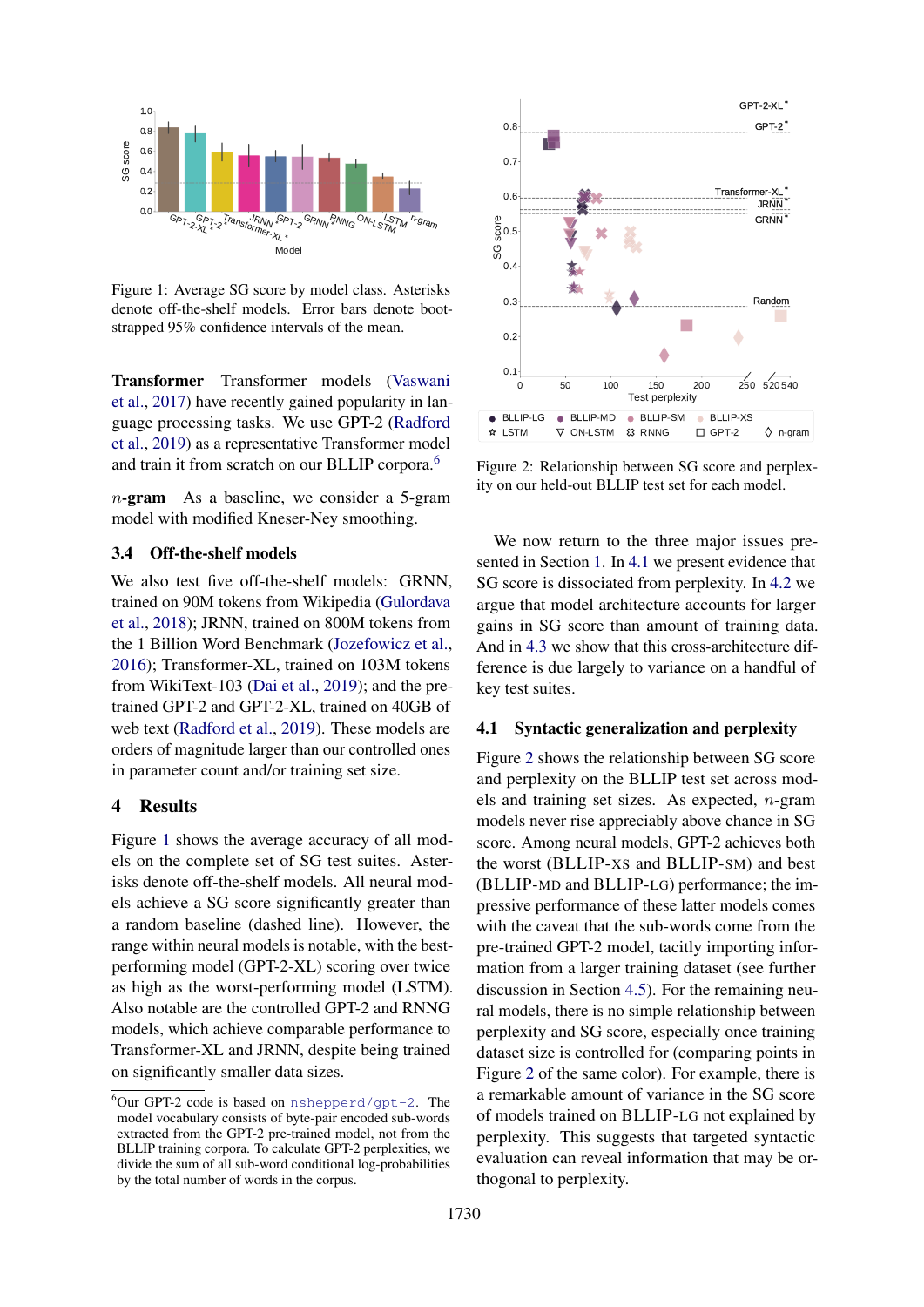Figure 1: Average SG score by model class. Asterisks denote off-the-shelf models. Error bars denote bootstrapped 95% confidence intervals of the mean.

**Transformer** Transformer models (Vaswani et al., 2017) have recently gained popularity in language processing tasks. We use GPT-2 (Radford et al., 2019) as a representative Transformer model and train it from scratch on our BLLIP corpora.[6]

***n*-gram** As a baseline, we consider a 5-gram model with modified Kneser-Ney smoothing.

### 3.4 Off-the-shelf models

We also test five off-the-shelf models: GRNN, trained on 90M tokens from Wikipedia (Gulordava et al., 2018); JRNN, trained on 800M tokens from the 1 Billion Word Benchmark (Jozefowicz et al., 2016); Transformer-XL, trained on 103M tokens from WikiText-103 (Dai et al., 2019); and the pre-trained GPT-2 and GPT-2-XL, trained on 40GB of web text (Radford et al., 2019). These models are orders of magnitude larger than our controlled ones in parameter count and/or training set size.

## 4 Results

Figure 1 shows the average accuracy of all models on the complete set of SG test suites. Asterisks denote off-the-shelf models. All neural models achieve a SG score significantly greater than a random baseline (dashed line). However, the range within neural models is notable, with the best-performing model (GPT-2-XL) scoring over twice as high as the worst-performing model (LSTM). Also notable are the controlled GPT-2 and RNNG models, which achieve comparable performance to Transformer-XL and JRNN, despite being trained on significantly smaller data sizes.

[6] Our GPT-2 code is based on `nshepperd/gpt-2`. The model vocabulary consists of byte-pair encoded sub-words extracted from the GPT-2 pre-trained model, not from the BLLIP training corpora. To calculate GPT-2 perplexities, we divide the sum of all sub-word conditional log-probabilities by the total number of words in the corpus.

Figure 2: Relationship between SG score and perplexity on our held-out BLLIP test set for each model.

We now return to the three major issues presented in Section 1. In 4.1 we present evidence that SG score is dissociated from perplexity. In 4.2 we argue that model architecture accounts for larger gains in SG score than amount of training data. And in 4.3 we show that this cross-architecture difference is due largely to variance on a handful of key test suites.

### 4.1 Syntactic generalization and perplexity

Figure 2 shows the relationship between SG score and perplexity on the BLLIP test set across models and training set sizes. As expected, $n$-gram models never rise appreciably above chance in SG score. Among neural models, GPT-2 achieves both the worst (BLLIP-XS and BLLIP-SM) and best (BLLIP-MD and BLLIP-LG) performance; the impressive performance of these latter models comes with the caveat that the sub-words come from the pre-trained GPT-2 model, tacitly importing information from a larger training dataset (see further discussion in Section 4.5). For the remaining neural models, there is no simple relationship between perplexity and SG score, especially once training dataset size is controlled for (comparing points in Figure 2 of the same color). For example, there is a remarkable amount of variance in the SG score of models trained on BLLIP-LG not explained by perplexity. This suggests that targeted syntactic evaluation can reveal information that may be orthogonal to perplexity.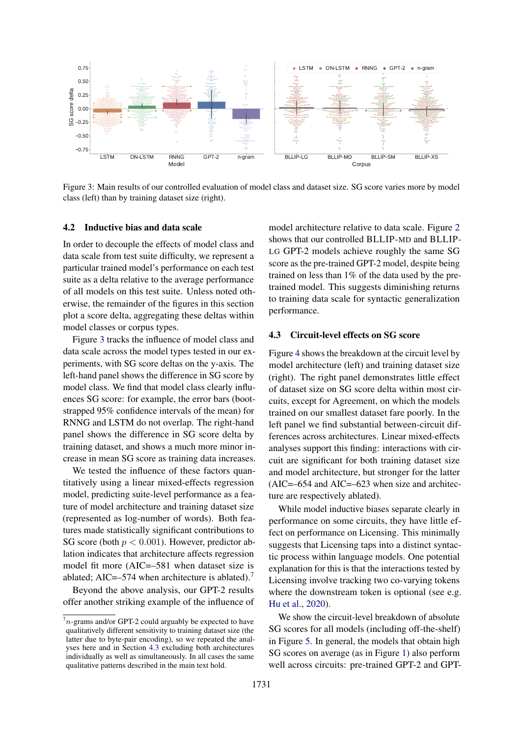Figure 3: Main results of our controlled evaluation of model class and dataset size. SG score varies more by model class (left) than by training dataset size (right).

### 4.2 Inductive bias and data scale

In order to decouple the effects of model class and data scale from test suite difficulty, we represent a particular trained model's performance on each test suite as a delta relative to the average performance of all models on this test suite. Unless noted otherwise, the remainder of the figures in this section plot a score delta, aggregating these deltas within model classes or corpus types.

Figure 3 tracks the influence of model class and data scale across the model types tested in our experiments, with SG score deltas on the y-axis. The left-hand panel shows the difference in SG score by model class. We find that model class clearly influences SG score: for example, the error bars (bootstrapped 95% confidence intervals of the mean) for RNNG and LSTM do not overlap. The right-hand panel shows the difference in SG score delta by training dataset, and shows a much more minor increase in mean SG score as training data increases.

We tested the influence of these factors quantitatively using a linear mixed-effects regression model, predicting suite-level performance as a feature of model architecture and training dataset size (represented as log-number of words). Both features made statistically significant contributions to SG score (both $p < 0.001$). However, predictor ablation indicates that architecture affects regression model fit more (AIC=–581 when dataset size is ablated; AIC=–574 when architecture is ablated).[7]

Beyond the above analysis, our GPT-2 results offer another striking example of the influence of model architecture relative to data scale. Figure 2 shows that our controlled BLLIP-MD and BLLIP-LG GPT-2 models achieve roughly the same SG score as the pre-trained GPT-2 model, despite being trained on less than 1% of the data used by the pre-trained model. This suggests diminishing returns to training data scale for syntactic generalization performance.

### 4.3 Circuit-level effects on SG score

Figure 4 shows the breakdown at the circuit level by model architecture (left) and training dataset size (right). The right panel demonstrates little effect of dataset size on SG score delta within most circuits, except for Agreement, on which the models trained on our smallest dataset fare poorly. In the left panel we find substantial between-circuit differences across architectures. Linear mixed-effects analyses support this finding: interactions with circuit are significant for both training dataset size and model architecture, but stronger for the latter (AIC=–654 and AIC=–623 when size and architecture are respectively ablated).

While model inductive biases separate clearly in performance on some circuits, they have little effect on performance on Licensing. This minimally suggests that Licensing taps into a distinct syntactic process within language models. One potential explanation for this is that the interactions tested by Licensing involve tracking two co-varying tokens where the downstream token is optional (see e.g. Hu et al., 2020).

We show the circuit-level breakdown of absolute SG scores for all models (including off-the-shelf) in Figure 5. In general, the models that obtain high SG scores on average (as in Figure 1) also perform well across circuits: pre-trained GPT-2 and GPT-

[7] $n$-grams and/or GPT-2 could arguably be expected to have qualitatively different sensitivity to training dataset size (the latter due to byte-pair encoding), so we repeated the analyses here and in Section 4.3 excluding both architectures individually as well as simultaneously. In all cases the same qualitative patterns described in the main text hold.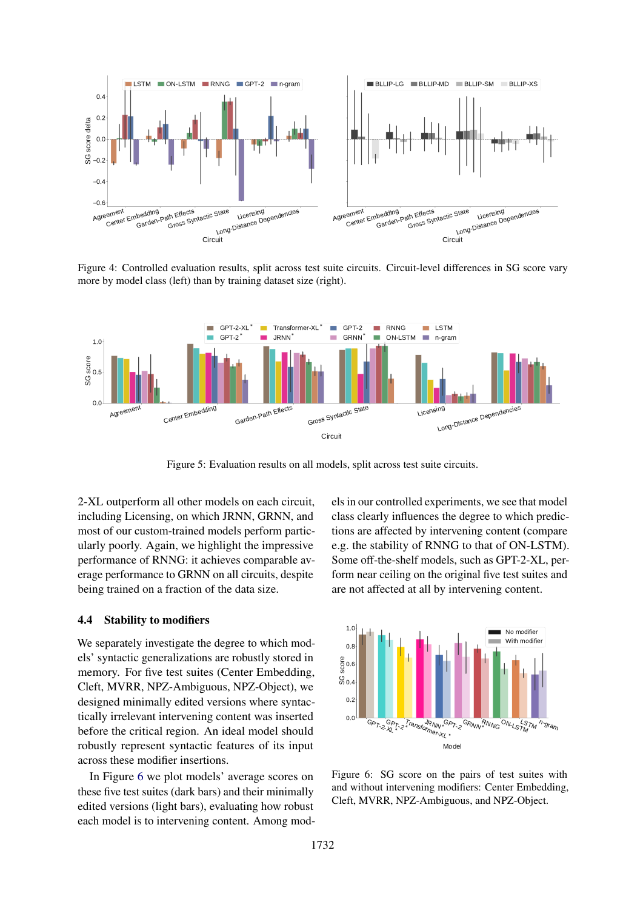Figure 4: Controlled evaluation results, split across test suite circuits. Circuit-level differences in SG score vary more by model class (left) than by training dataset size (right).

Figure 5: Evaluation results on all models, split across test suite circuits.

2-XL outperform all other models on each circuit, including Licensing, on which JRNN, GRNN, and most of our custom-trained models perform particularly poorly. Again, we highlight the impressive performance of RNNG: it achieves comparable average performance to GRNN on all circuits, despite being trained on a fraction of the data size.

## 4.4 Stability to modifiers

We separately investigate the degree to which models' syntactic generalizations are robustly stored in memory. For five test suites (Center Embedding, Cleft, MVRR, NPZ-Ambiguous, NPZ-Object), we designed minimally edited versions where syntactically irrelevant intervening content was inserted before the critical region. An ideal model should robustly represent syntactic features of its input across these modifier insertions.

In Figure 6 we plot models' average scores on these five test suites (dark bars) and their minimally edited versions (light bars), evaluating how robust each model is to intervening content. Among models in our controlled experiments, we see that model class clearly influences the degree to which predictions are affected by intervening content (compare e.g. the stability of RNNG to that of ON-LSTM). Some off-the-shelf models, such as GPT-2-XL, perform near ceiling on the original five test suites and are not affected at all by intervening content.

Figure 6: SG score on the pairs of test suites with and without intervening modifiers: Center Embedding, Cleft, MVRR, NPZ-Ambiguous, and NPZ-Object.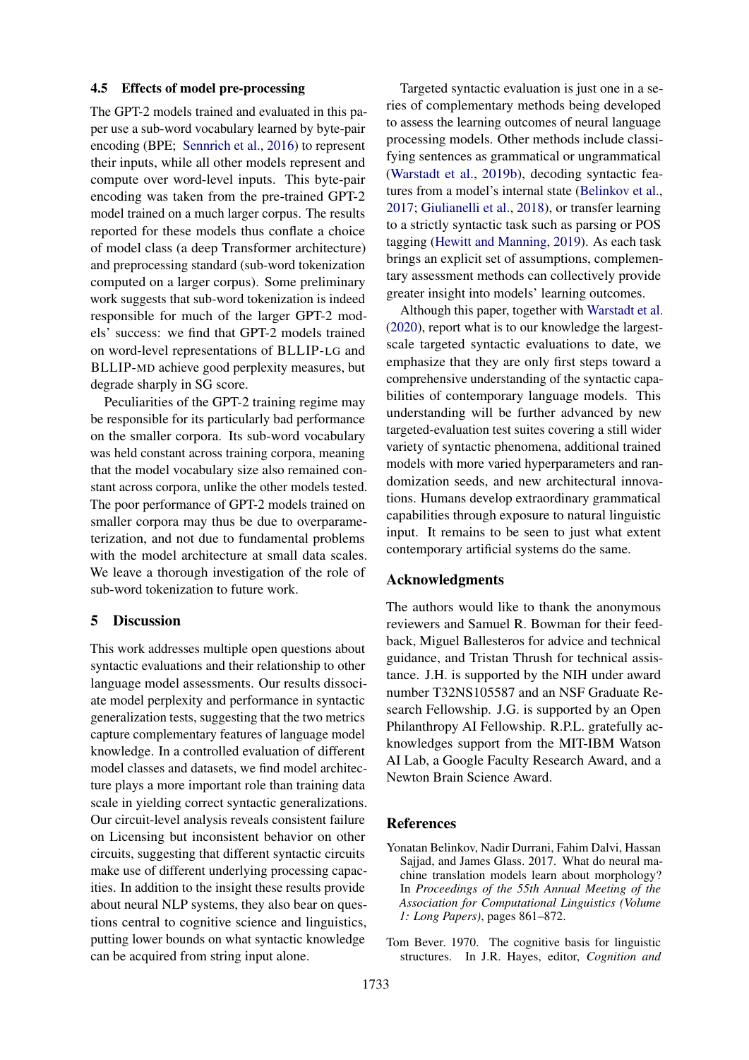### 4.5 Effects of model pre-processing

The GPT-2 models trained and evaluated in this paper use a sub-word vocabulary learned by byte-pair encoding (BPE; Sennrich et al., 2016) to represent their inputs, while all other models represent and compute over word-level inputs. This byte-pair encoding was taken from the pre-trained GPT-2 model trained on a much larger corpus. The results reported for these models thus conflate a choice of model class (a deep Transformer architecture) and preprocessing standard (sub-word tokenization computed on a larger corpus). Some preliminary work suggests that sub-word tokenization is indeed responsible for much of the larger GPT-2 models' success: we find that GPT-2 models trained on word-level representations of BLLIP-LG and BLLIP-MD achieve good perplexity measures, but degrade sharply in SG score.

Peculiarities of the GPT-2 training regime may be responsible for its particularly bad performance on the smaller corpora. Its sub-word vocabulary was held constant across training corpora, meaning that the model vocabulary size also remained constant across corpora, unlike the other models tested. The poor performance of GPT-2 models trained on smaller corpora may thus be due to overparameterization, and not due to fundamental problems with the model architecture at small data scales. We leave a thorough investigation of the role of sub-word tokenization to future work.

## 5 Discussion

This work addresses multiple open questions about syntactic evaluations and their relationship to other language model assessments. Our results dissociate model perplexity and performance in syntactic generalization tests, suggesting that the two metrics capture complementary features of language model knowledge. In a controlled evaluation of different model classes and datasets, we find model architecture plays a more important role than training data scale in yielding correct syntactic generalizations. Our circuit-level analysis reveals consistent failure on Licensing but inconsistent behavior on other circuits, suggesting that different syntactic circuits make use of different underlying processing capacities. In addition to the insight these results provide about neural NLP systems, they also bear on questions central to cognitive science and linguistics, putting lower bounds on what syntactic knowledge can be acquired from string input alone.

Targeted syntactic evaluation is just one in a series of complementary methods being developed to assess the learning outcomes of neural language processing models. Other methods include classifying sentences as grammatical or ungrammatical (Warstadt et al., 2019b), decoding syntactic features from a model's internal state (Belinkov et al., 2017; Giulianelli et al., 2018), or transfer learning to a strictly syntactic task such as parsing or POS tagging (Hewitt and Manning, 2019). As each task brings an explicit set of assumptions, complementary assessment methods can collectively provide greater insight into models' learning outcomes.

Although this paper, together with Warstadt et al. (2020), report what is to our knowledge the largest-scale targeted syntactic evaluations to date, we emphasize that they are only first steps toward a comprehensive understanding of the syntactic capabilities of contemporary language models. This understanding will be further advanced by new targeted-evaluation test suites covering a still wider variety of syntactic phenomena, additional trained models with more varied hyperparameters and randomization seeds, and new architectural innovations. Humans develop extraordinary grammatical capabilities through exposure to natural linguistic input. It remains to be seen to just what extent contemporary artificial systems do the same.

## Acknowledgments

The authors would like to thank the anonymous reviewers and Samuel R. Bowman for their feedback, Miguel Ballesteros for advice and technical guidance, and Tristan Thrush for technical assistance. J.H. is supported by the NIH under award number T32NS105587 and an NSF Graduate Research Fellowship. J.G. is supported by an Open Philanthropy AI Fellowship. R.P.L. gratefully acknowledges support from the MIT-IBM Watson AI Lab, a Google Faculty Research Award, and a Newton Brain Science Award.

## References

Yonatan Belinkov, Nadir Durrani, Fahim Dalvi, Hassan Sajjad, and James Glass. 2017. What do neural machine translation models learn about morphology? In *Proceedings of the 55th Annual Meeting of the Association for Computational Linguistics (Volume 1: Long Papers)*, pages 861–872.

Tom Bever. 1970. The cognitive basis for linguistic structures. In J.R. Hayes, editor, *Cognition and*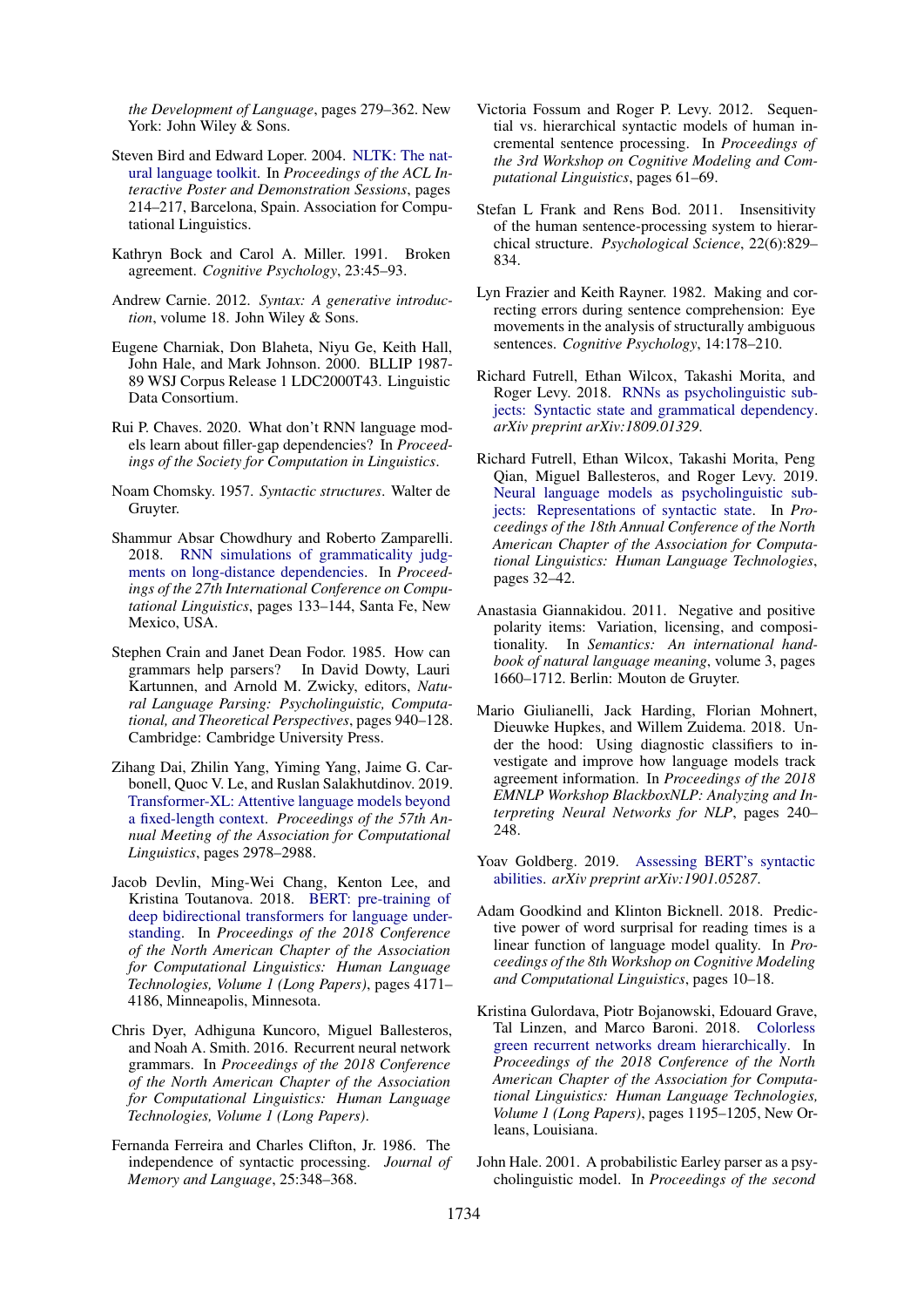the Development of Language, pages 279–362. New York: John Wiley & Sons.

Steven Bird and Edward Loper. 2004. NLTK: The natural language toolkit. In *Proceedings of the ACL Interactive Poster and Demonstration Sessions*, pages 214–217, Barcelona, Spain. Association for Computational Linguistics.

Kathryn Bock and Carol A. Miller. 1991. Broken agreement. *Cognitive Psychology*, 23:45–93.

Andrew Carnie. 2012. *Syntax: A generative introduction*, volume 18. John Wiley & Sons.

Eugene Charniak, Don Blaheta, Niyu Ge, Keith Hall, John Hale, and Mark Johnson. 2000. BLLIP 1987-89 WSJ Corpus Release 1 LDC2000T43. Linguistic Data Consortium.

Rui P. Chaves. 2020. What don't RNN language models learn about filler-gap dependencies? In *Proceedings of the Society for Computation in Linguistics*.

Noam Chomsky. 1957. *Syntactic structures*. Walter de Gruyter.

Shammur Absar Chowdhury and Roberto Zamparelli. 2018. RNN simulations of grammaticality judgments on long-distance dependencies. In *Proceedings of the 27th International Conference on Computational Linguistics*, pages 133–144, Santa Fe, New Mexico, USA.

Stephen Crain and Janet Dean Fodor. 1985. How can grammars help parsers? In David Dowty, Lauri Kartunnen, and Arnold M. Zwicky, editors, *Natural Language Parsing: Psycholinguistic, Computational, and Theoretical Perspectives*, pages 940–128. Cambridge: Cambridge University Press.

Zihang Dai, Zhilin Yang, Yiming Yang, Jaime G. Carbonell, Quoc V. Le, and Ruslan Salakhutdinov. 2019. Transformer-XL: Attentive language models beyond a fixed-length context. *Proceedings of the 57th Annual Meeting of the Association for Computational Linguistics*, pages 2978–2988.

Jacob Devlin, Ming-Wei Chang, Kenton Lee, and Kristina Toutanova. 2018. BERT: pre-training of deep bidirectional transformers for language understanding. In *Proceedings of the 2018 Conference of the North American Chapter of the Association for Computational Linguistics: Human Language Technologies, Volume 1 (Long Papers)*, pages 4171–4186, Minneapolis, Minnesota.

Chris Dyer, Adhiguna Kuncoro, Miguel Ballesteros, and Noah A. Smith. 2016. Recurrent neural network grammars. In *Proceedings of the 2018 Conference of the North American Chapter of the Association for Computational Linguistics: Human Language Technologies, Volume 1 (Long Papers)*.

Fernanda Ferreira and Charles Clifton, Jr. 1986. The independence of syntactic processing. *Journal of Memory and Language*, 25:348–368.

Victoria Fossum and Roger P. Levy. 2012. Sequential vs. hierarchical syntactic models of human incremental sentence processing. In *Proceedings of the 3rd Workshop on Cognitive Modeling and Computational Linguistics*, pages 61–69.

Stefan L Frank and Rens Bod. 2011. Insensitivity of the human sentence-processing system to hierarchical structure. *Psychological Science*, 22(6):829–834.

Lyn Frazier and Keith Rayner. 1982. Making and correcting errors during sentence comprehension: Eye movements in the analysis of structurally ambiguous sentences. *Cognitive Psychology*, 14:178–210.

Richard Futrell, Ethan Wilcox, Takashi Morita, and Roger Levy. 2018. RNNs as psycholinguistic subjects: Syntactic state and grammatical dependency. *arXiv preprint arXiv:1809.01329*.

Richard Futrell, Ethan Wilcox, Takashi Morita, Peng Qian, Miguel Ballesteros, and Roger Levy. 2019. Neural language models as psycholinguistic subjects: Representations of syntactic state. In *Proceedings of the 18th Annual Conference of the North American Chapter of the Association for Computational Linguistics: Human Language Technologies*, pages 32–42.

Anastasia Giannakidou. 2011. Negative and positive polarity items: Variation, licensing, and compositionality. In *Semantics: An international handbook of natural language meaning*, volume 3, pages 1660–1712. Berlin: Mouton de Gruyter.

Mario Giulianelli, Jack Harding, Florian Mohnert, Dieuwke Hupkes, and Willem Zuidema. 2018. Under the hood: Using diagnostic classifiers to investigate and improve how language models track agreement information. In *Proceedings of the 2018 EMNLP Workshop BlackboxNLP: Analyzing and Interpreting Neural Networks for NLP*, pages 240–248.

Yoav Goldberg. 2019. Assessing BERT's syntactic abilities. *arXiv preprint arXiv:1901.05287*.

Adam Goodkind and Klinton Bicknell. 2018. Predictive power of word surprisal for reading times is a linear function of language model quality. In *Proceedings of the 8th Workshop on Cognitive Modeling and Computational Linguistics*, pages 10–18.

Kristina Gulordava, Piotr Bojanowski, Edouard Grave, Tal Linzen, and Marco Baroni. 2018. Colorless green recurrent networks dream hierarchically. In *Proceedings of the 2018 Conference of the North American Chapter of the Association for Computational Linguistics: Human Language Technologies, Volume 1 (Long Papers)*, pages 1195–1205, New Orleans, Louisiana.

John Hale. 2001. A probabilistic Earley parser as a psycholinguistic model. In *Proceedings of the second*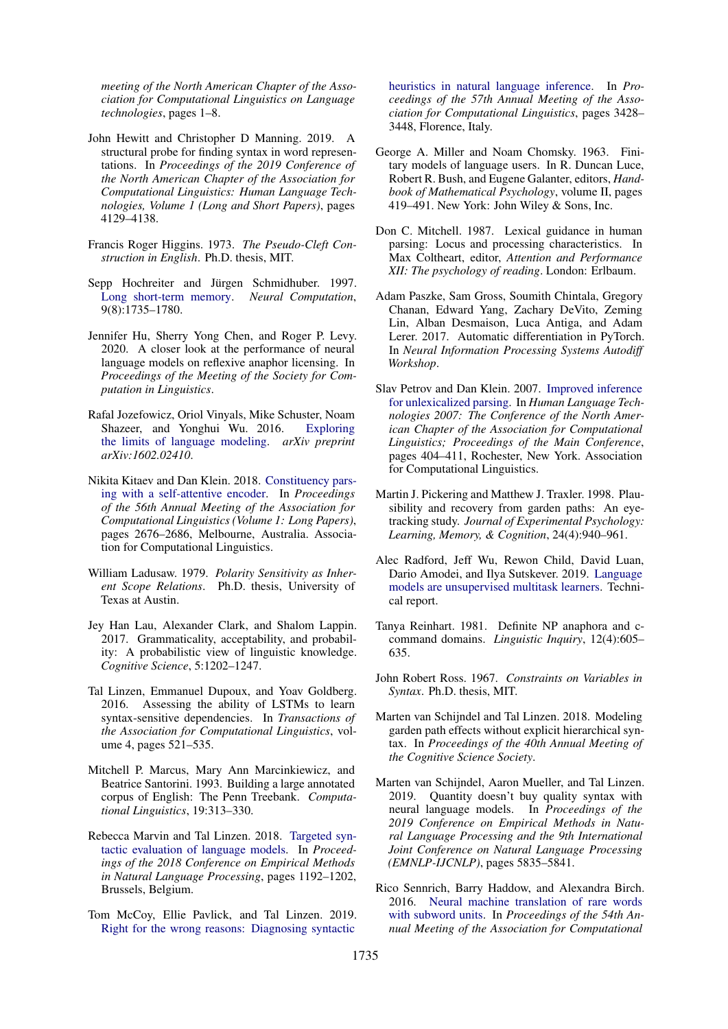*meeting of the North American Chapter of the Association for Computational Linguistics on Language technologies*, pages 1–8.

John Hewitt and Christopher D Manning. 2019. A structural probe for finding syntax in word representations. In *Proceedings of the 2019 Conference of the North American Chapter of the Association for Computational Linguistics: Human Language Technologies, Volume 1 (Long and Short Papers)*, pages 4129–4138.

Francis Roger Higgins. 1973. *The Pseudo-Cleft Construction in English*. Ph.D. thesis, MIT.

Sepp Hochreiter and Jürgen Schmidhuber. 1997. Long short-term memory. *Neural Computation*, 9(8):1735–1780.

Jennifer Hu, Sherry Yong Chen, and Roger P. Levy. 2020. A closer look at the performance of neural language models on reflexive anaphor licensing. In *Proceedings of the Meeting of the Society for Computation in Linguistics*.

Rafal Jozefowicz, Oriol Vinyals, Mike Schuster, Noam Shazeer, and Yonghui Wu. 2016. Exploring the limits of language modeling. *arXiv preprint arXiv:1602.02410*.

Nikita Kitaev and Dan Klein. 2018. Constituency parsing with a self-attentive encoder. In *Proceedings of the 56th Annual Meeting of the Association for Computational Linguistics (Volume 1: Long Papers)*, pages 2676–2686, Melbourne, Australia. Association for Computational Linguistics.

William Ladusaw. 1979. *Polarity Sensitivity as Inherent Scope Relations*. Ph.D. thesis, University of Texas at Austin.

Jey Han Lau, Alexander Clark, and Shalom Lappin. 2017. Grammaticality, acceptability, and probability: A probabilistic view of linguistic knowledge. *Cognitive Science*, 5:1202–1247.

Tal Linzen, Emmanuel Dupoux, and Yoav Goldberg. 2016. Assessing the ability of LSTMs to learn syntax-sensitive dependencies. In *Transactions of the Association for Computational Linguistics*, volume 4, pages 521–535.

Mitchell P. Marcus, Mary Ann Marcinkiewicz, and Beatrice Santorini. 1993. Building a large annotated corpus of English: The Penn Treebank. *Computational Linguistics*, 19:313–330.

Rebecca Marvin and Tal Linzen. 2018. Targeted syntactic evaluation of language models. In *Proceedings of the 2018 Conference on Empirical Methods in Natural Language Processing*, pages 1192–1202, Brussels, Belgium.

Tom McCoy, Ellie Pavlick, and Tal Linzen. 2019. Right for the wrong reasons: Diagnosing syntactic heuristics in natural language inference. In *Proceedings of the 57th Annual Meeting of the Association for Computational Linguistics*, pages 3428–3448, Florence, Italy.

George A. Miller and Noam Chomsky. 1963. Finitary models of language users. In R. Duncan Luce, Robert R. Bush, and Eugene Galanter, editors, *Handbook of Mathematical Psychology*, volume II, pages 419–491. New York: John Wiley & Sons, Inc.

Don C. Mitchell. 1987. Lexical guidance in human parsing: Locus and processing characteristics. In Max Coltheart, editor, *Attention and Performance XII: The psychology of reading*. London: Erlbaum.

Adam Paszke, Sam Gross, Soumith Chintala, Gregory Chanan, Edward Yang, Zachary DeVito, Zeming Lin, Alban Desmaison, Luca Antiga, and Adam Lerer. 2017. Automatic differentiation in PyTorch. In *Neural Information Processing Systems Autodiff Workshop*.

Slav Petrov and Dan Klein. 2007. Improved inference for unlexicalized parsing. In *Human Language Technologies 2007: The Conference of the North American Chapter of the Association for Computational Linguistics; Proceedings of the Main Conference*, pages 404–411, Rochester, New York. Association for Computational Linguistics.

Martin J. Pickering and Matthew J. Traxler. 1998. Plausibility and recovery from garden paths: An eye-tracking study. *Journal of Experimental Psychology: Learning, Memory, & Cognition*, 24(4):940–961.

Alec Radford, Jeff Wu, Rewon Child, David Luan, Dario Amodei, and Ilya Sutskever. 2019. Language models are unsupervised multitask learners. Technical report.

Tanya Reinhart. 1981. Definite NP anaphora and c-command domains. *Linguistic Inquiry*, 12(4):605–635.

John Robert Ross. 1967. *Constraints on Variables in Syntax*. Ph.D. thesis, MIT.

Marten van Schijndel and Tal Linzen. 2018. Modeling garden path effects without explicit hierarchical syntax. In *Proceedings of the 40th Annual Meeting of the Cognitive Science Society*.

Marten van Schijndel, Aaron Mueller, and Tal Linzen. 2019. Quantity doesn't buy quality syntax with neural language models. In *Proceedings of the 2019 Conference on Empirical Methods in Natural Language Processing and the 9th International Joint Conference on Natural Language Processing (EMNLP-IJCNLP)*, pages 5835–5841.

Rico Sennrich, Barry Haddow, and Alexandra Birch. 2016. Neural machine translation of rare words with subword units. In *Proceedings of the 54th Annual Meeting of the Association for Computational*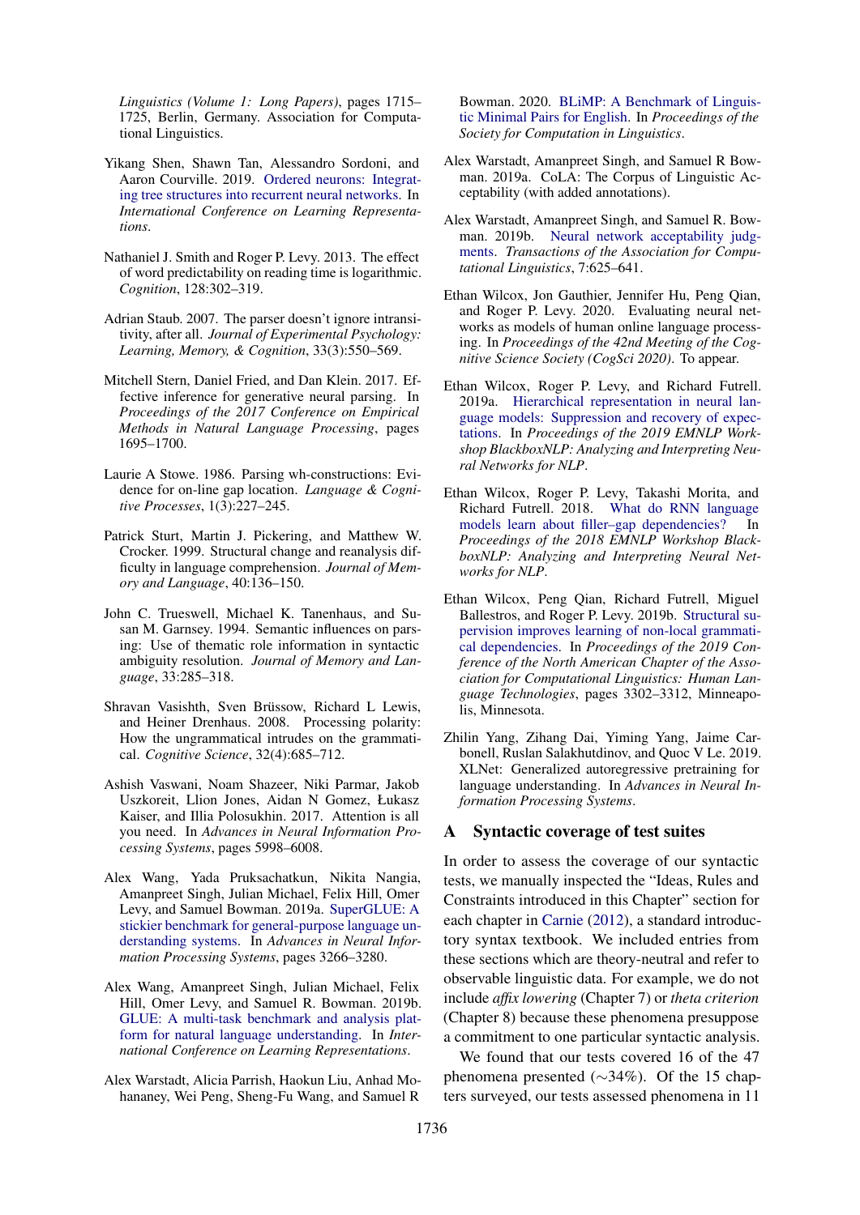Linguistics (Volume 1: Long Papers)*, pages 1715–1725, Berlin, Germany. Association for Computational Linguistics.

Yikang Shen, Shawn Tan, Alessandro Sordoni, and Aaron Courville. 2019. Ordered neurons: Integrating tree structures into recurrent neural networks. In *International Conference on Learning Representations*.

Nathaniel J. Smith and Roger P. Levy. 2013. The effect of word predictability on reading time is logarithmic. *Cognition*, 128:302–319.

Adrian Staub. 2007. The parser doesn't ignore intransitivity, after all. *Journal of Experimental Psychology: Learning, Memory, & Cognition*, 33(3):550–569.

Mitchell Stern, Daniel Fried, and Dan Klein. 2017. Effective inference for generative neural parsing. In *Proceedings of the 2017 Conference on Empirical Methods in Natural Language Processing*, pages 1695–1700.

Laurie A Stowe. 1986. Parsing wh-constructions: Evidence for on-line gap location. *Language & Cognitive Processes*, 1(3):227–245.

Patrick Sturt, Martin J. Pickering, and Matthew W. Crocker. 1999. Structural change and reanalysis difficulty in language comprehension. *Journal of Memory and Language*, 40:136–150.

John C. Trueswell, Michael K. Tanenhaus, and Susan M. Garnsey. 1994. Semantic influences on parsing: Use of thematic role information in syntactic ambiguity resolution. *Journal of Memory and Language*, 33:285–318.

Shravan Vasishth, Sven Brüssow, Richard L Lewis, and Heiner Drenhaus. 2008. Processing polarity: How the ungrammatical intrudes on the grammatical. *Cognitive Science*, 32(4):685–712.

Ashish Vaswani, Noam Shazeer, Niki Parmar, Jakob Uszkoreit, Llion Jones, Aidan N Gomez, Łukasz Kaiser, and Illia Polosukhin. 2017. Attention is all you need. In *Advances in Neural Information Processing Systems*, pages 5998–6008.

Alex Wang, Yada Pruksachatkun, Nikita Nangia, Amanpreet Singh, Julian Michael, Felix Hill, Omer Levy, and Samuel Bowman. 2019a. SuperGLUE: A stickier benchmark for general-purpose language understanding systems. In *Advances in Neural Information Processing Systems*, pages 3266–3280.

Alex Wang, Amanpreet Singh, Julian Michael, Felix Hill, Omer Levy, and Samuel R. Bowman. 2019b. GLUE: A multi-task benchmark and analysis platform for natural language understanding. In *International Conference on Learning Representations*.

Alex Warstadt, Alicia Parrish, Haokun Liu, Anhad Mohananey, Wei Peng, Sheng-Fu Wang, and Samuel R Bowman. 2020. BLiMP: A Benchmark of Linguistic Minimal Pairs for English. In *Proceedings of the Society for Computation in Linguistics*.

Alex Warstadt, Amanpreet Singh, and Samuel R Bowman. 2019a. CoLA: The Corpus of Linguistic Acceptability (with added annotations).

Alex Warstadt, Amanpreet Singh, and Samuel R. Bowman. 2019b. Neural network acceptability judgments. *Transactions of the Association for Computational Linguistics*, 7:625–641.

Ethan Wilcox, Jon Gauthier, Jennifer Hu, Peng Qian, and Roger P. Levy. 2020. Evaluating neural networks as models of human online language processing. In *Proceedings of the 42nd Meeting of the Cognitive Science Society (CogSci 2020)*. To appear.

Ethan Wilcox, Roger P. Levy, and Richard Futrell. 2019a. Hierarchical representation in neural language models: Suppression and recovery of expectations. In *Proceedings of the 2019 EMNLP Workshop BlackboxNLP: Analyzing and Interpreting Neural Networks for NLP*.

Ethan Wilcox, Roger P. Levy, Takashi Morita, and Richard Futrell. 2018. What do RNN language models learn about filler–gap dependencies? In *Proceedings of the 2018 EMNLP Workshop BlackboxNLP: Analyzing and Interpreting Neural Networks for NLP*.

Ethan Wilcox, Peng Qian, Richard Futrell, Miguel Ballestros, and Roger P. Levy. 2019b. Structural supervision improves learning of non-local grammatical dependencies. In *Proceedings of the 2019 Conference of the North American Chapter of the Association for Computational Linguistics: Human Language Technologies*, pages 3302–3312, Minneapolis, Minnesota.

Zhilin Yang, Zihang Dai, Yiming Yang, Jaime Carbonell, Ruslan Salakhutdinov, and Quoc V Le. 2019. XLNet: Generalized autoregressive pretraining for language understanding. In *Advances in Neural Information Processing Systems*.

## A Syntactic coverage of test suites

In order to assess the coverage of our syntactic tests, we manually inspected the "Ideas, Rules and Constraints introduced in this Chapter" section for each chapter in Carnie (2012), a standard introductory syntax textbook. We included entries from these sections which are theory-neutral and refer to observable linguistic data. For example, we do not include *affix lowering* (Chapter 7) or *theta criterion* (Chapter 8) because these phenomena presuppose a commitment to one particular syntactic analysis.

We found that our tests covered 16 of the 47 phenomena presented (∼34%). Of the 15 chapters surveyed, our tests assessed phenomena in 11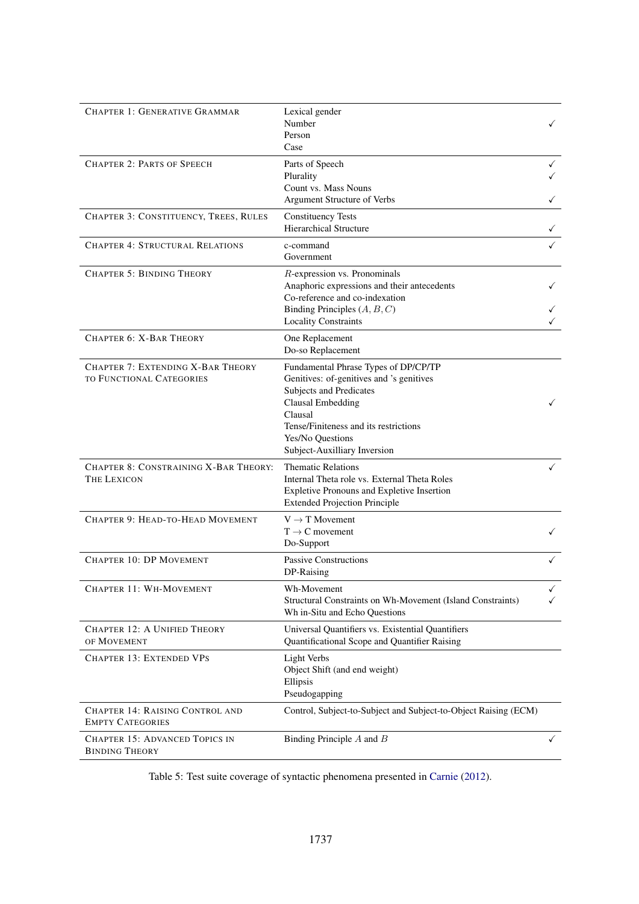| Chapter | Phenomenon | Covered |
|---|---|---|
| CHAPTER 1: GENERATIVE GRAMMAR | Lexical gender | |
| | Number | ✓ |
| | Person | |
| | Case | |
| CHAPTER 2: PARTS OF SPEECH | Parts of Speech | ✓ |
| | Plurality | ✓ |
| | Count vs. Mass Nouns | |
| | Argument Structure of Verbs | ✓ |
| CHAPTER 3: CONSTITUENCY, TREES, RULES | Constituency Tests | |
| | Hierarchical Structure | ✓ |
| CHAPTER 4: STRUCTURAL RELATIONS | c-command | ✓ |
| | Government | |
| CHAPTER 5: BINDING THEORY | $R$-expression vs. Pronominals | |
| | Anaphoric expressions and their antecedents | ✓ |
| | Co-reference and co-indexation | |
| | Binding Principles $(A, B, C)$ | ✓ |
| | Locality Constraints | ✓ |
| CHAPTER 6: X-BAR THEORY | One Replacement | |
| | Do-so Replacement | |
| CHAPTER 7: EXTENDING X-BAR THEORY TO FUNCTIONAL CATEGORIES | Fundamental Phrase Types of DP/CP/TP | |
| | Genitives: of-genitives and 's genitives | |
| | Subjects and Predicates | |
| | Clausal Embedding | ✓ |
| | Clausal | |
| | Tense/Finiteness and its restrictions | |
| | Yes/No Questions | |
| | Subject-Auxilliary Inversion | |
| CHAPTER 8: CONSTRAINING X-BAR THEORY: THE LEXICON | Thematic Relations | ✓ |
| | Internal Theta role vs. External Theta Roles | |
| | Expletive Pronouns and Expletive Insertion | |
| | Extended Projection Principle | |
| CHAPTER 9: HEAD-TO-HEAD MOVEMENT | $V \rightarrow T$ Movement | |
| | $T \rightarrow C$ movement | ✓ |
| | Do-Support | |
| CHAPTER 10: DP MOVEMENT | Passive Constructions | ✓ |
| | DP-Raising | |
| CHAPTER 11: WH-MOVEMENT | Wh-Movement | ✓ |
| | Structural Constraints on Wh-Movement (Island Constraints) | ✓ |
| | Wh in-Situ and Echo Questions | |
| CHAPTER 12: A UNIFIED THEORY OF MOVEMENT | Universal Quantifiers vs. Existential Quantifiers | |
| | Quantificational Scope and Quantifier Raising | |
| CHAPTER 13: EXTENDED VPS | Light Verbs | |
| | Object Shift (and end weight) | |
| | Ellipsis | |
| | Pseudogapping | |
| CHAPTER 14: RAISING CONTROL AND EMPTY CATEGORIES | Control, Subject-to-Subject and Subject-to-Object Raising (ECM) | |
| CHAPTER 15: ADVANCED TOPICS IN BINDING THEORY | Binding Principle $A$ and $B$ | ✓ |

Table 5: Test suite coverage of syntactic phenomena presented in Carnie (2012).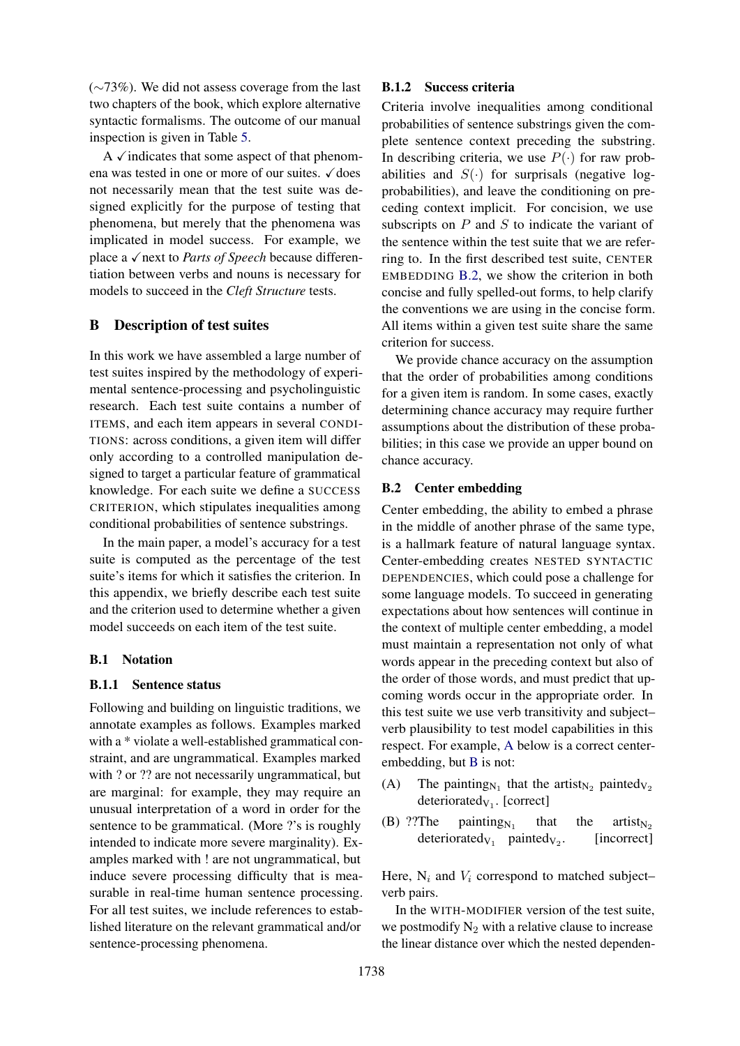(∼73%). We did not assess coverage from the last two chapters of the book, which explore alternative syntactic formalisms. The outcome of our manual inspection is given in Table 5.

A ✓ indicates that some aspect of that phenomena was tested in one or more of our suites. ✓ does not necessarily mean that the test suite was designed explicitly for the purpose of testing that phenomena, but merely that the phenomena was implicated in model success. For example, we place a ✓ next to *Parts of Speech* because differentiation between verbs and nouns is necessary for models to succeed in the *Cleft Structure* tests.

# B Description of test suites

In this work we have assembled a large number of test suites inspired by the methodology of experimental sentence-processing and psycholinguistic research. Each test suite contains a number of ITEMS, and each item appears in several CONDITIONS: across conditions, a given item will differ only according to a controlled manipulation designed to target a particular feature of grammatical knowledge. For each suite we define a SUCCESS CRITERION, which stipulates inequalities among conditional probabilities of sentence substrings.

In the main paper, a model's accuracy for a test suite is computed as the percentage of the test suite's items for which it satisfies the criterion. In this appendix, we briefly describe each test suite and the criterion used to determine whether a given model succeeds on each item of the test suite.

## B.1 Notation

### B.1.1 Sentence status

Following and building on linguistic traditions, we annotate examples as follows. Examples marked with a * violate a well-established grammatical constraint, and are ungrammatical. Examples marked with ? or ?? are not necessarily ungrammatical, but are marginal: for example, they may require an unusual interpretation of a word in order for the sentence to be grammatical. (More ?'s is roughly intended to indicate more severe marginality). Examples marked with ! are not ungrammatical, but induce severe processing difficulty that is measurable in real-time human sentence processing. For all test suites, we include references to established literature on the relevant grammatical and/or sentence-processing phenomena.

### B.1.2 Success criteria

Criteria involve inequalities among conditional probabilities of sentence substrings given the complete sentence context preceding the substring. In describing criteria, we use $P(\cdot)$ for raw probabilities and $S(\cdot)$ for surprisals (negative log-probabilities), and leave the conditioning on preceding context implicit. For concision, we use subscripts on $P$ and $S$ to indicate the variant of the sentence within the test suite that we are referring to. In the first described test suite, CENTER EMBEDDING B.2, we show the criterion in both concise and fully spelled-out forms, to help clarify the conventions we are using in the concise form. All items within a given test suite share the same criterion for success.

We provide chance accuracy on the assumption that the order of probabilities among conditions for a given item is random. In some cases, exactly determining chance accuracy may require further assumptions about the distribution of these probabilities; in this case we provide an upper bound on chance accuracy.

## B.2 Center embedding

Center embedding, the ability to embed a phrase in the middle of another phrase of the same type, is a hallmark feature of natural language syntax. Center-embedding creates NESTED SYNTACTIC DEPENDENCIES, which could pose a challenge for some language models. To succeed in generating expectations about how sentences will continue in the context of multiple center embedding, a model must maintain a representation not only of what words appear in the preceding context but also of the order of those words, and must predict that upcoming words occur in the appropriate order. In this test suite we use verb transitivity and subject–verb plausibility to test model capabilities in this respect. For example, A below is a correct center-embedding, but B is not:

(A) The painting$_{\mathrm{N}_1}$ that the artist$_{\mathrm{N}_2}$ painted$_{\mathrm{V}_2}$ deteriorated$_{\mathrm{V}_1}$. [correct]

(B) ??The painting$_{\mathrm{N}_1}$ that the artist$_{\mathrm{N}_2}$ deteriorated$_{\mathrm{V}_1}$ painted$_{\mathrm{V}_2}$. [incorrect]

Here, $\mathrm{N}_i$ and $V_i$ correspond to matched subject–verb pairs.

In the WITH-MODIFIER version of the test suite, we postmodify $\mathrm{N}_2$ with a relative clause to increase the linear distance over which the nested dependen-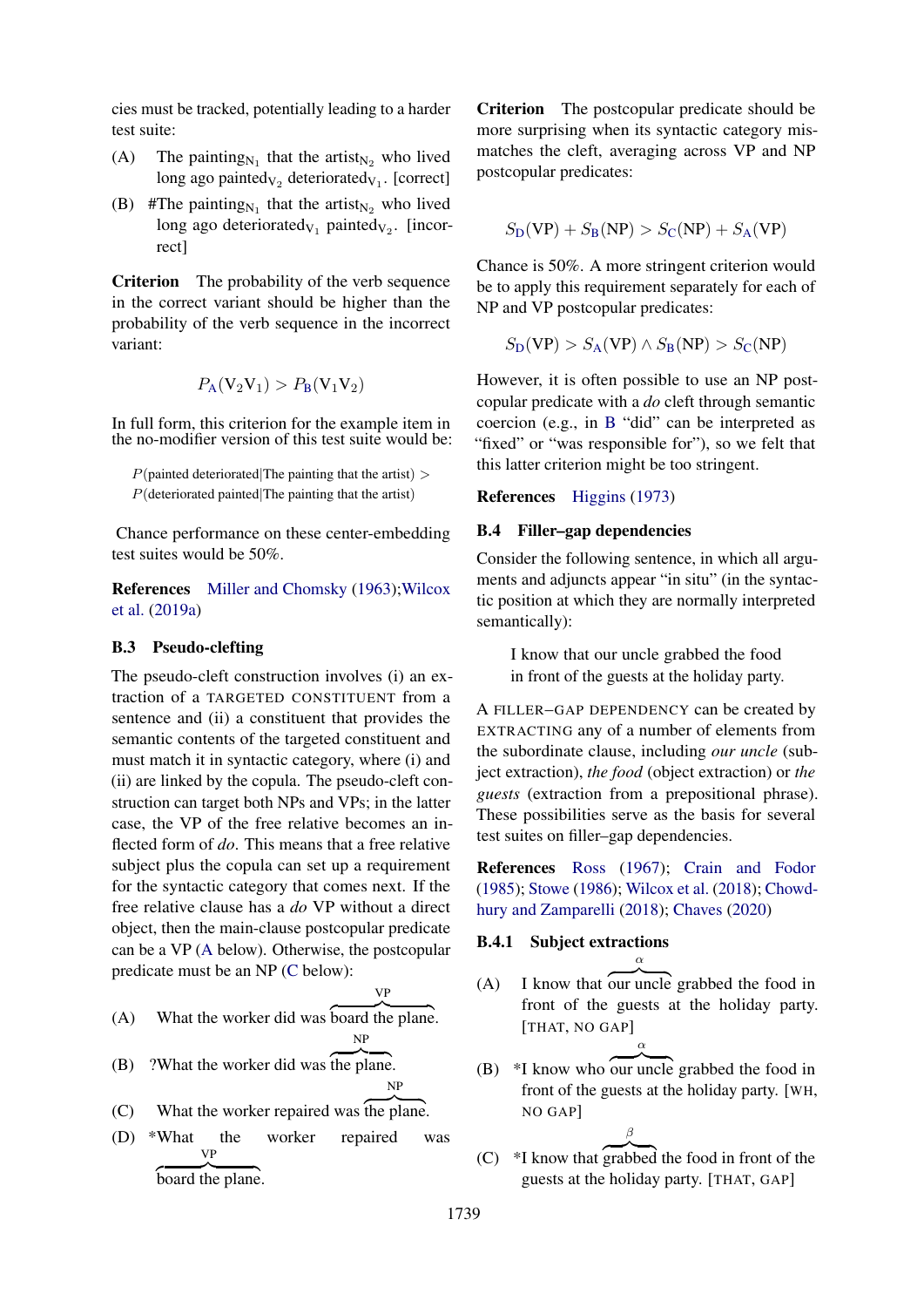cies must be tracked, potentially leading to a harder test suite:

(A) The painting$_{\mathrm{N_1}}$ that the artist$_{\mathrm{N_2}}$ who lived long ago painted$_{\mathrm{V_2}}$ deteriorated$_{\mathrm{V_1}}$. [correct]

(B) #The painting$_{\mathrm{N_1}}$ that the artist$_{\mathrm{N_2}}$ who lived long ago deteriorated$_{\mathrm{V_1}}$ painted$_{\mathrm{V_2}}$. [incorrect]

**Criterion** The probability of the verb sequence in the correct variant should be higher than the probability of the verb sequence in the incorrect variant:

$$P_{\mathrm{A}}(\mathrm{V_2V_1}) > P_{\mathrm{B}}(\mathrm{V_1V_2})$$

In full form, this criterion for the example item in the no-modifier version of this test suite would be:

$$P(\text{painted deteriorated}|\text{The painting that the artist}) >$$
$$P(\text{deteriorated painted}|\text{The painting that the artist})$$

Chance performance on these center-embedding test suites would be 50%.

**References** Miller and Chomsky (1963);Wilcox et al. (2019a)

### B.3 Pseudo-clefting

The pseudo-cleft construction involves (i) an extraction of a TARGETED CONSTITUENT from a sentence and (ii) a constituent that provides the semantic contents of the targeted constituent and must match it in syntactic category, where (i) and (ii) are linked by the copula. The pseudo-cleft construction can target both NPs and VPs; in the latter case, the VP of the free relative becomes an inflected form of *do*. This means that a free relative subject plus the copula can set up a requirement for the syntactic category that comes next. If the free relative clause has a *do* VP without a direct object, then the main-clause postcopular predicate can be a VP (A below). Otherwise, the postcopular predicate must be an NP (C below):

(A) What the worker did was $\overbrace{\text{board the plane}}^{\text{VP}}$.

(B) ?What the worker did was $\overbrace{\text{the plane}}^{\text{NP}}$.

(C) What the worker repaired was $\overbrace{\text{the plane}}^{\text{NP}}$.

(D) *What the worker repaired was $\overbrace{\text{board the plane}}^{\text{VP}}$.

**Criterion** The postcopular predicate should be more surprising when its syntactic category mismatches the cleft, averaging across VP and NP postcopular predicates:

$$S_{\mathrm{D}}(\mathrm{VP}) + S_{\mathrm{B}}(\mathrm{NP}) > S_{\mathrm{C}}(\mathrm{NP}) + S_{\mathrm{A}}(\mathrm{VP})$$

Chance is 50%. A more stringent criterion would be to apply this requirement separately for each of NP and VP postcopular predicates:

$$S_{\mathrm{D}}(\mathrm{VP}) > S_{\mathrm{A}}(\mathrm{VP}) \wedge S_{\mathrm{B}}(\mathrm{NP}) > S_{\mathrm{C}}(\mathrm{NP})$$

However, it is often possible to use an NP postcopular predicate with a *do* cleft through semantic coercion (e.g., in B "did" can be interpreted as "fixed" or "was responsible for"), so we felt that this latter criterion might be too stringent.

**References** Higgins (1973)

### B.4 Filler–gap dependencies

Consider the following sentence, in which all arguments and adjuncts appear "in situ" (in the syntactic position at which they are normally interpreted semantically):

> I know that our uncle grabbed the food in front of the guests at the holiday party.

A FILLER–GAP DEPENDENCY can be created by EXTRACTING any of a number of elements from the subordinate clause, including *our uncle* (subject extraction), *the food* (object extraction) or *the guests* (extraction from a prepositional phrase). These possibilities serve as the basis for several test suites on filler–gap dependencies.

**References** Ross (1967); Crain and Fodor (1985); Stowe (1986); Wilcox et al. (2018); Chowdhury and Zamparelli (2018); Chaves (2020)

#### B.4.1 Subject extractions

(A) I know that $\overbrace{\text{our uncle}}^{\alpha}$ grabbed the food in front of the guests at the holiday party. [THAT, NO GAP]

(B) *I know who $\overbrace{\text{our uncle}}^{\alpha}$ grabbed the food in front of the guests at the holiday party. [WH, NO GAP]

(C) *I know that $\overbrace{\text{grabbed}}^{\beta}$ the food in front of the guests at the holiday party. [THAT, GAP]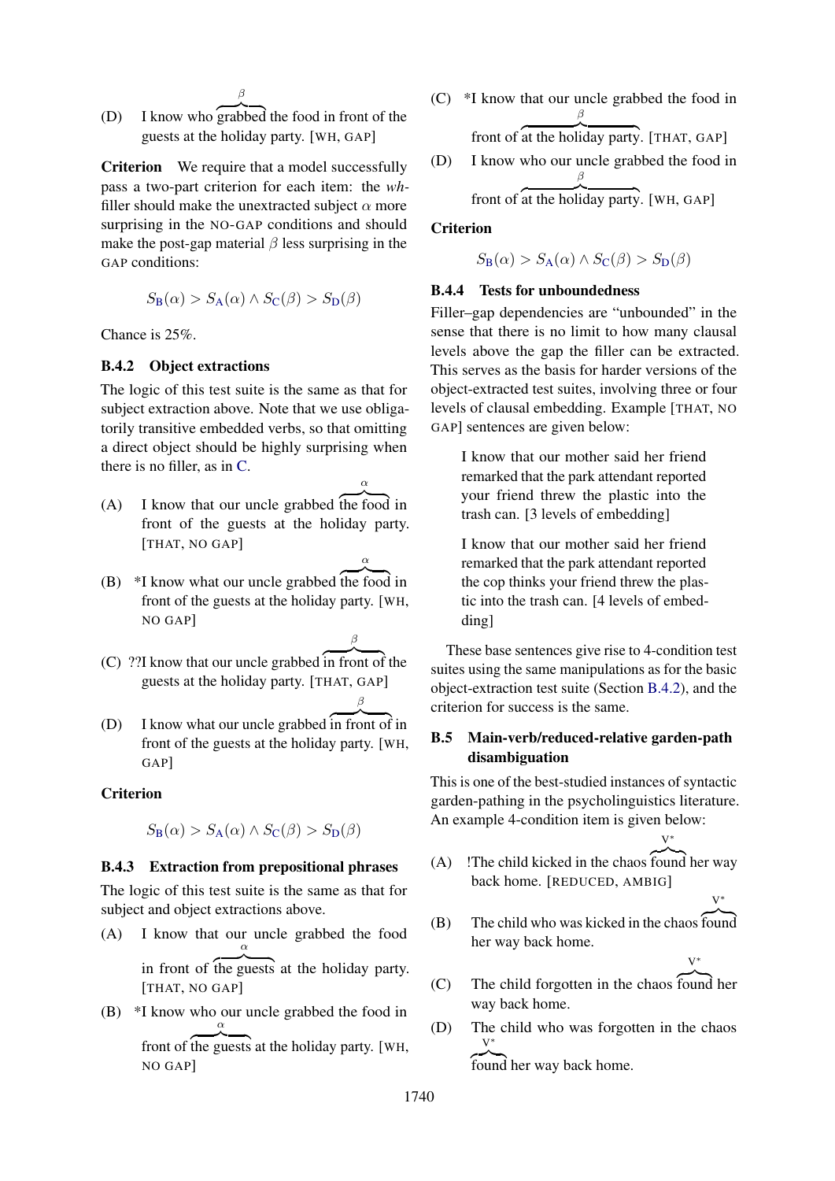(D) I know who $\overbrace{\text{grabbed}}^{\beta}$ the food in front of the guests at the holiday party. [WH, GAP]

**Criterion** We require that a model successfully pass a two-part criterion for each item: the *wh*-filler should make the unextracted subject $\alpha$ more surprising in the NO-GAP conditions and should make the post-gap material $\beta$ less surprising in the GAP conditions:

$$S_{\text{B}}(\alpha) > S_{\text{A}}(\alpha) \wedge S_{\text{C}}(\beta) > S_{\text{D}}(\beta)$$

Chance is 25%.

### B.4.2 Object extractions

The logic of this test suite is the same as that for subject extraction above. Note that we use obligatorily transitive embedded verbs, so that omitting a direct object should be highly surprising when there is no filler, as in C.

(A) I know that our uncle grabbed $\overbrace{\text{the food}}^{\alpha}$ in front of the guests at the holiday party. [THAT, NO GAP]

(B) *I know what our uncle grabbed $\overbrace{\text{the food}}^{\alpha}$ in front of the guests at the holiday party. [WH, NO GAP]

(C) ??I know that our uncle grabbed $\overbrace{\text{in front of}}^{\beta}$ the guests at the holiday party. [THAT, GAP]

(D) I know what our uncle grabbed $\overbrace{\text{in front of}}^{\beta}$ in front of the guests at the holiday party. [WH, GAP]

**Criterion**

$$S_{\text{B}}(\alpha) > S_{\text{A}}(\alpha) \wedge S_{\text{C}}(\beta) > S_{\text{D}}(\beta)$$

### B.4.3 Extraction from prepositional phrases

The logic of this test suite is the same as that for subject and object extractions above.

(A) I know that our uncle grabbed the food in front of $\overbrace{\text{the guests}}^{\alpha}$ at the holiday party. [THAT, NO GAP]

(B) *I know who our uncle grabbed the food in front of $\overbrace{\text{the guests}}^{\alpha}$ at the holiday party. [WH, NO GAP]

(C) *I know that our uncle grabbed the food in front of $\overbrace{\text{at the holiday party}}^{\beta}$. [THAT, GAP]

(D) I know who our uncle grabbed the food in front of $\overbrace{\text{at the holiday party}}^{\beta}$. [WH, GAP]

**Criterion**

$$S_{\text{B}}(\alpha) > S_{\text{A}}(\alpha) \wedge S_{\text{C}}(\beta) > S_{\text{D}}(\beta)$$

### B.4.4 Tests for unboundedness

Filler–gap dependencies are "unbounded" in the sense that there is no limit to how many clausal levels above the gap the filler can be extracted. This serves as the basis for harder versions of the object-extracted test suites, involving three or four levels of clausal embedding. Example [THAT, NO GAP] sentences are given below:

> I know that our mother said her friend remarked that the park attendant reported your friend threw the plastic into the trash can. [3 levels of embedding]

> I know that our mother said her friend remarked that the park attendant reported the cop thinks your friend threw the plastic into the trash can. [4 levels of embedding]

These base sentences give rise to 4-condition test suites using the same manipulations as for the basic object-extraction test suite (Section B.4.2), and the criterion for success is the same.

## B.5 Main-verb/reduced-relative garden-path disambiguation

This is one of the best-studied instances of syntactic garden-pathing in the psycholinguistics literature. An example 4-condition item is given below:

(A) !The child kicked in the chaos $\overbrace{\text{found}}^{V^*}$ her way back home. [REDUCED, AMBIG]

(B) The child who was kicked in the chaos $\overbrace{\text{found}}^{V^*}$ her way back home.

(C) The child forgotten in the chaos $\overbrace{\text{found}}^{V^*}$ her way back home.

(D) The child who was forgotten in the chaos $\overbrace{\text{found}}^{V^*}$ her way back home.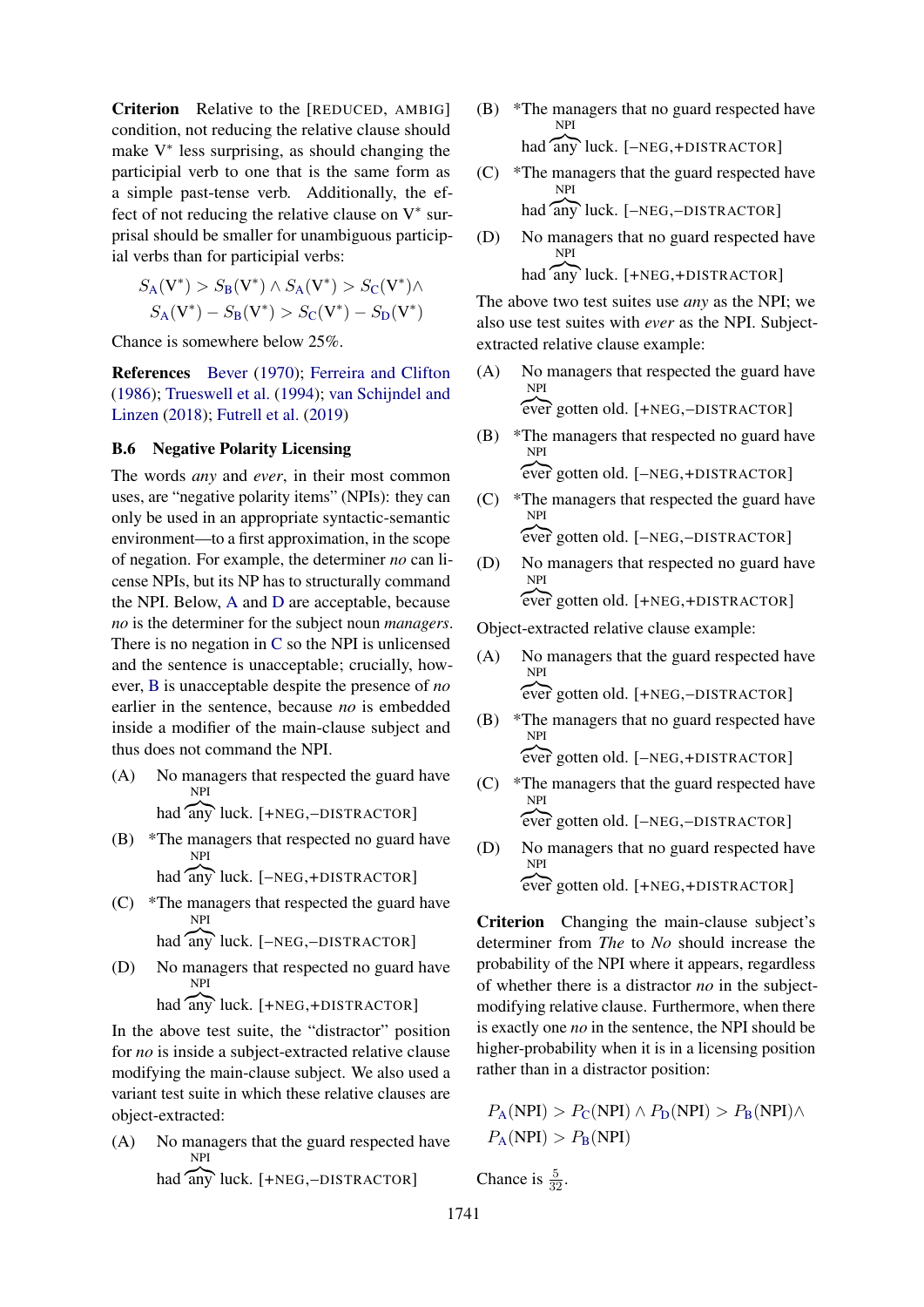**Criterion** Relative to the [REDUCED, AMBIG] condition, not reducing the relative clause should make V* less surprising, as should changing the participial verb to one that is the same form as a simple past-tense verb. Additionally, the effect of not reducing the relative clause on V* surprisal should be smaller for unambiguous participial verbs than for participial verbs:

$$S_A(V^*) > S_B(V^*) \wedge S_A(V^*) > S_C(V^*) \wedge \\ S_A(V^*) - S_B(V^*) > S_C(V^*) - S_D(V^*)$$

Chance is somewhere below 25%.

**References** Bever (1970); Ferreira and Clifton (1986); Trueswell et al. (1994); van Schijndel and Linzen (2018); Futrell et al. (2019)

### B.6 Negative Polarity Licensing

The words *any* and *ever*, in their most common uses, are "negative polarity items" (NPIs): they can only be used in an appropriate syntactic-semantic environment—to a first approximation, in the scope of negation. For example, the determiner *no* can license NPIs, but its NP has to structurally command the NPI. Below, A and D are acceptable, because *no* is the determiner for the subject noun *managers*. There is no negation in C so the NPI is unlicensed and the sentence is unacceptable; crucially, however, B is unacceptable despite the presence of *no* earlier in the sentence, because *no* is embedded inside a modifier of the main-clause subject and thus does not command the NPI.

(A) No managers that respected the guard have had $\overset{\text{NPI}}{\widehat{\text{any}}}$ luck. [+NEG,–DISTRACTOR]

(B) *The managers that respected no guard have had $\overset{\text{NPI}}{\widehat{\text{any}}}$ luck. [–NEG,+DISTRACTOR]

(C) *The managers that respected the guard have had $\overset{\text{NPI}}{\widehat{\text{any}}}$ luck. [–NEG,–DISTRACTOR]

(D) No managers that respected no guard have had $\overset{\text{NPI}}{\widehat{\text{any}}}$ luck. [+NEG,+DISTRACTOR]

In the above test suite, the "distractor" position for *no* is inside a subject-extracted relative clause modifying the main-clause subject. We also used a variant test suite in which these relative clauses are object-extracted:

(A) No managers that the guard respected have had $\overset{\text{NPI}}{\widehat{\text{any}}}$ luck. [+NEG,–DISTRACTOR]

(B) *The managers that no guard respected have had $\overset{\text{NPI}}{\widehat{\text{any}}}$ luck. [–NEG,+DISTRACTOR]

(C) *The managers that the guard respected have had $\overset{\text{NPI}}{\widehat{\text{any}}}$ luck. [–NEG,–DISTRACTOR]

(D) No managers that no guard respected have had $\overset{\text{NPI}}{\widehat{\text{any}}}$ luck. [+NEG,+DISTRACTOR]

The above two test suites use *any* as the NPI; we also use test suites with *ever* as the NPI. Subject-extracted relative clause example:

(A) No managers that respected the guard have $\overset{\text{NPI}}{\widehat{\text{ever}}}$ gotten old. [+NEG,–DISTRACTOR]

(B) *The managers that respected no guard have $\overset{\text{NPI}}{\widehat{\text{ever}}}$ gotten old. [–NEG,+DISTRACTOR]

(C) *The managers that respected the guard have $\overset{\text{NPI}}{\widehat{\text{ever}}}$ gotten old. [–NEG,–DISTRACTOR]

(D) No managers that respected no guard have $\overset{\text{NPI}}{\widehat{\text{ever}}}$ gotten old. [+NEG,+DISTRACTOR]

Object-extracted relative clause example:

(A) No managers that the guard respected have $\overset{\text{NPI}}{\widehat{\text{ever}}}$ gotten old. [+NEG,–DISTRACTOR]

(B) *The managers that no guard respected have $\overset{\text{NPI}}{\widehat{\text{ever}}}$ gotten old. [–NEG,+DISTRACTOR]

(C) *The managers that the guard respected have $\overset{\text{NPI}}{\widehat{\text{ever}}}$ gotten old. [–NEG,–DISTRACTOR]

(D) No managers that no guard respected have $\overset{\text{NPI}}{\widehat{\text{ever}}}$ gotten old. [+NEG,+DISTRACTOR]

**Criterion** Changing the main-clause subject's determiner from *The* to *No* should increase the probability of the NPI where it appears, regardless of whether there is a distractor *no* in the subject-modifying relative clause. Furthermore, when there is exactly one *no* in the sentence, the NPI should be higher-probability when it is in a licensing position rather than in a distractor position:

$$P_A(\text{NPI}) > P_C(\text{NPI}) \wedge P_D(\text{NPI}) > P_B(\text{NPI}) \wedge \\ P_A(\text{NPI}) > P_B(\text{NPI})$$

Chance is $\frac{5}{32}$.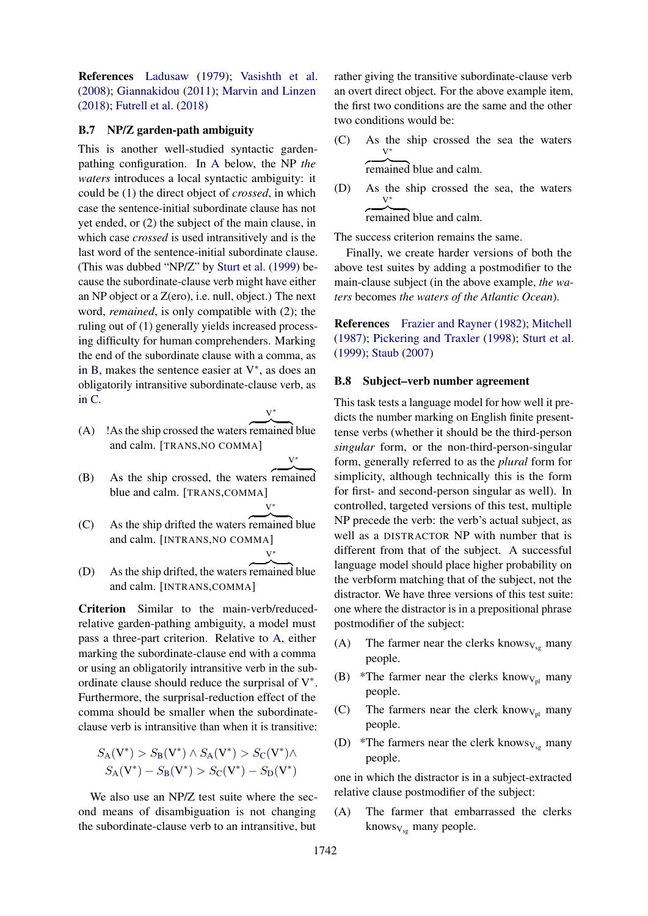**References** Ladusaw (1979); Vasishth et al. (2008); Giannakidou (2011); Marvin and Linzen (2018); Futrell et al. (2018)

### B.7 NP/Z garden-path ambiguity

This is another well-studied syntactic garden-pathing configuration. In A below, the NP *the waters* introduces a local syntactic ambiguity: it could be (1) the direct object of *crossed*, in which case the sentence-initial subordinate clause has not yet ended, or (2) the subject of the main clause, in which case *crossed* is used intransitively and is the last word of the sentence-initial subordinate clause. (This was dubbed "NP/Z" by Sturt et al. (1999) because the subordinate-clause verb might have either an NP object or a Z(ero), i.e. null, object.) The next word, *remained*, is only compatible with (2); the ruling out of (1) generally yields increased processing difficulty for human comprehenders. Marking the end of the subordinate clause with a comma, as in B, makes the sentence easier at $V^*$, as does an obligatorily intransitive subordinate-clause verb, as in C.

(A) !As the ship crossed the waters $\overbrace{\text{remained}}^{V^*}$ blue and calm. [TRANS,NO COMMA]

(B) As the ship crossed, the waters $\overbrace{\text{remained}}^{V^*}$ blue and calm. [TRANS,COMMA]

(C) As the ship drifted the waters $\overbrace{\text{remained}}^{V^*}$ blue and calm. [INTRANS,NO COMMA]

(D) As the ship drifted, the waters $\overbrace{\text{remained}}^{V^*}$ blue and calm. [INTRANS,COMMA]

**Criterion** Similar to the main-verb/reduced-relative garden-pathing ambiguity, a model must pass a three-part criterion. Relative to A, either marking the subordinate-clause end with a comma or using an obligatorily intransitive verb in the subordinate clause should reduce the surprisal of $V^*$. Furthermore, the surprisal-reduction effect of the comma should be smaller when the subordinate-clause verb is intransitive than when it is transitive:

$$S_A(V^*) > S_B(V^*) \wedge S_A(V^*) > S_C(V^*) \wedge \\ S_A(V^*) - S_B(V^*) > S_C(V^*) - S_D(V^*)$$

We also use an NP/Z test suite where the second means of disambiguation is not changing the subordinate-clause verb to an intransitive, but rather giving the transitive subordinate-clause verb an overt direct object. For the above example item, the first two conditions are the same and the other two conditions would be:

(C) As the ship crossed the sea the waters $\overbrace{\text{remained}}^{V^*}$ blue and calm.

(D) As the ship crossed the sea, the waters $\overbrace{\text{remained}}^{V^*}$ blue and calm.

The success criterion remains the same.

Finally, we create harder versions of both the above test suites by adding a postmodifier to the main-clause subject (in the above example, *the waters* becomes *the waters of the Atlantic Ocean*).

**References** Frazier and Rayner (1982); Mitchell (1987); Pickering and Traxler (1998); Sturt et al. (1999); Staub (2007)

### B.8 Subject–verb number agreement

This task tests a language model for how well it predicts the number marking on English finite present-tense verbs (whether it should be the third-person *singular* form, or the non-third-person-singular form, generally referred to as the *plural* form for simplicity, although technically this is the form for first- and second-person singular as well). In controlled, targeted versions of this test, multiple NP precede the verb: the verb's actual subject, as well as a DISTRACTOR NP with number that is different from that of the subject. A successful language model should place higher probability on the verbform matching that of the subject, not the distractor. We have three versions of this test suite: one where the distractor is in a prepositional phrase postmodifier of the subject:

(A) The farmer near the clerks knows$_{V_{sg}}$ many people.

(B) *The farmer near the clerks know$_{V_{pl}}$ many people.

(C) The farmers near the clerk know$_{V_{pl}}$ many people.

(D) *The farmers near the clerk knows$_{V_{sg}}$ many people.

one in which the distractor is in a subject-extracted relative clause postmodifier of the subject:

(A) The farmer that embarrassed the clerks knows$_{V_{sg}}$ many people.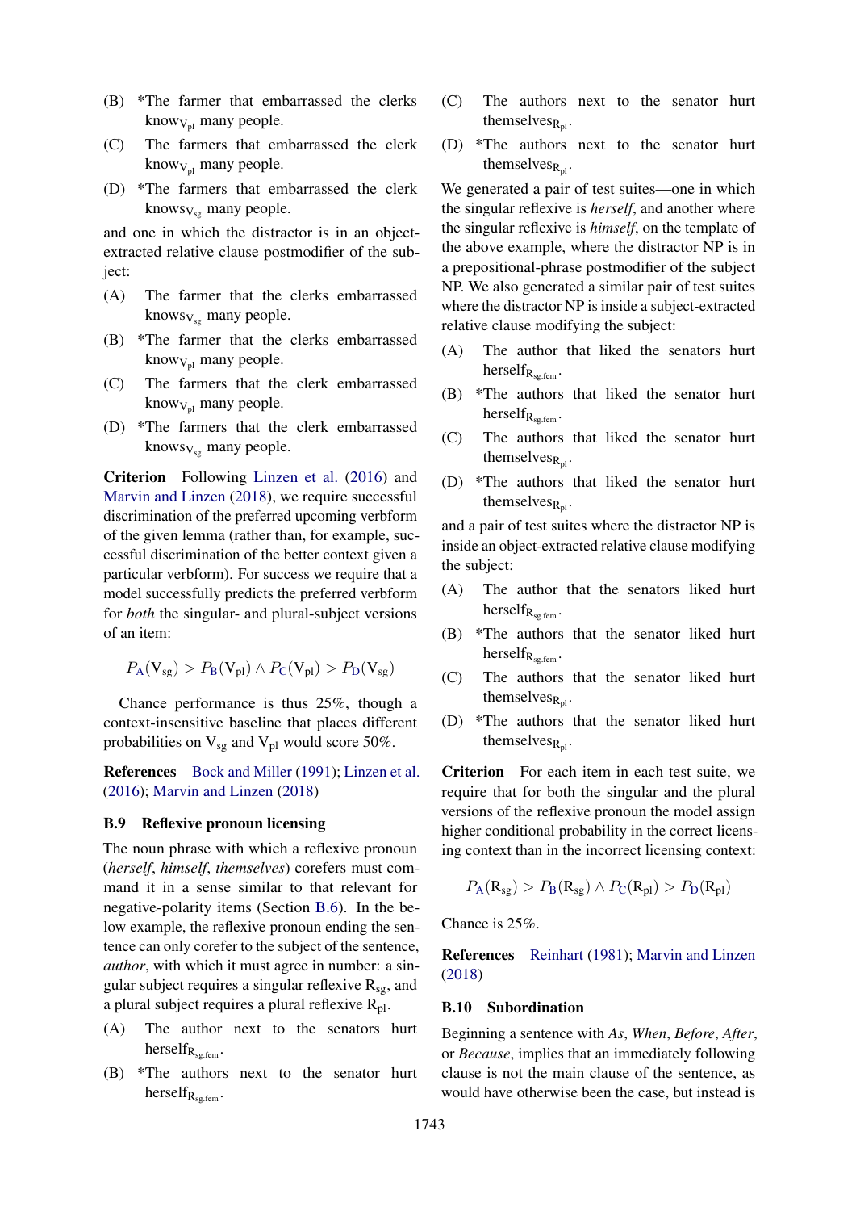(B) *The farmer that embarrassed the clerks know$_{\text{V}_{\text{pl}}}$ many people.

(C) The farmers that embarrassed the clerk know$_{\text{V}_{\text{pl}}}$ many people.

(D) *The farmers that embarrassed the clerk knows$_{\text{V}_{\text{sg}}}$ many people.

and one in which the distractor is in an object-extracted relative clause postmodifier of the subject:

(A) The farmer that the clerks embarrassed knows$_{\text{V}_{\text{sg}}}$ many people.

(B) *The farmer that the clerks embarrassed know$_{\text{V}_{\text{pl}}}$ many people.

(C) The farmers that the clerk embarrassed know$_{\text{V}_{\text{pl}}}$ many people.

(D) *The farmers that the clerk embarrassed knows$_{\text{V}_{\text{sg}}}$ many people.

**Criterion** Following Linzen et al. (2016) and Marvin and Linzen (2018), we require successful discrimination of the preferred upcoming verbform of the given lemma (rather than, for example, successful discrimination of the better context given a particular verbform). For success we require that a model successfully predicts the preferred verbform for *both* the singular- and plural-subject versions of an item:

$$P_{\text{A}}(\text{V}_{\text{sg}}) > P_{\text{B}}(\text{V}_{\text{pl}}) \wedge P_{\text{C}}(\text{V}_{\text{pl}}) > P_{\text{D}}(\text{V}_{\text{sg}})$$

Chance performance is thus 25%, though a context-insensitive baseline that places different probabilities on $\text{V}_{\text{sg}}$ and $\text{V}_{\text{pl}}$ would score 50%.

**References** Bock and Miller (1991); Linzen et al. (2016); Marvin and Linzen (2018)

### B.9 Reflexive pronoun licensing

The noun phrase with which a reflexive pronoun (*herself*, *himself*, *themselves*) corefers must command it in a sense similar to that relevant for negative-polarity items (Section B.6). In the below example, the reflexive pronoun ending the sentence can only corefer to the subject of the sentence, *author*, with which it must agree in number: a singular subject requires a singular reflexive $\text{R}_{\text{sg}}$, and a plural subject requires a plural reflexive $\text{R}_{\text{pl}}$.

(A) The author next to the senators hurt herself$_{\text{R}_{\text{sg.fem}}}$.

(B) *The authors next to the senator hurt herself$_{\text{R}_{\text{sg.fem}}}$.

(C) The authors next to the senator hurt themselves$_{\text{R}_{\text{pl}}}$.

(D) *The authors next to the senator hurt themselves$_{\text{R}_{\text{pl}}}$.

We generated a pair of test suites—one in which the singular reflexive is *herself*, and another where the singular reflexive is *himself*, on the template of the above example, where the distractor NP is in a prepositional-phrase postmodifier of the subject NP. We also generated a similar pair of test suites where the distractor NP is inside a subject-extracted relative clause modifying the subject:

(A) The author that liked the senators hurt herself$_{\text{R}_{\text{sg.fem}}}$.

(B) *The authors that liked the senator hurt herself$_{\text{R}_{\text{sg.fem}}}$.

(C) The authors that liked the senator hurt themselves$_{\text{R}_{\text{pl}}}$.

(D) *The authors that liked the senator hurt themselves$_{\text{R}_{\text{pl}}}$.

and a pair of test suites where the distractor NP is inside an object-extracted relative clause modifying the subject:

(A) The author that the senators liked hurt herself$_{\text{R}_{\text{sg.fem}}}$.

(B) *The authors that the senator liked hurt herself$_{\text{R}_{\text{sg.fem}}}$.

(C) The authors that the senator liked hurt themselves$_{\text{R}_{\text{pl}}}$.

(D) *The authors that the senator liked hurt themselves$_{\text{R}_{\text{pl}}}$.

**Criterion** For each item in each test suite, we require that for both the singular and the plural versions of the reflexive pronoun the model assign higher conditional probability in the correct licensing context than in the incorrect licensing context:

$$P_{\text{A}}(\text{R}_{\text{sg}}) > P_{\text{B}}(\text{R}_{\text{sg}}) \wedge P_{\text{C}}(\text{R}_{\text{pl}}) > P_{\text{D}}(\text{R}_{\text{pl}})$$

Chance is 25%.

**References** Reinhart (1981); Marvin and Linzen (2018)

### B.10 Subordination

Beginning a sentence with *As*, *When*, *Before*, *After*, or *Because*, implies that an immediately following clause is not the main clause of the sentence, as would have otherwise been the case, but instead is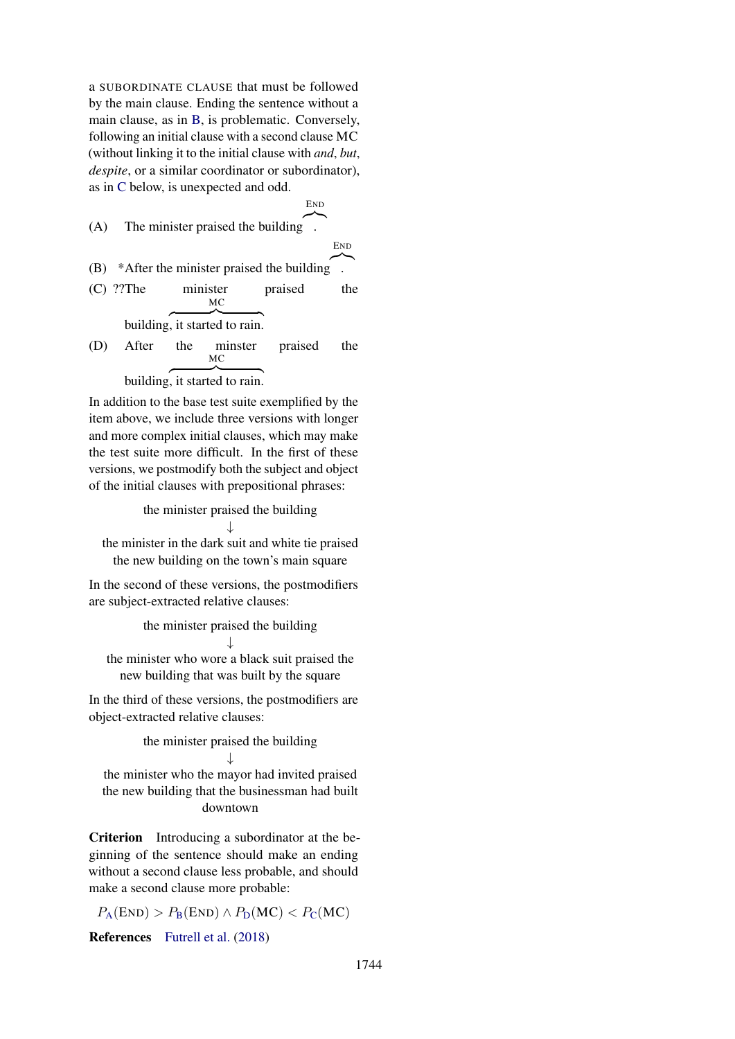a SUBORDINATE CLAUSE that must be followed by the main clause. Ending the sentence without a main clause, as in B, is problematic. Conversely, following an initial clause with a second clause MC (without linking it to the initial clause with *and*, *but*, *despite*, or a similar coordinator or subordinator), as in C below, is unexpected and odd.

(A) The minister praised the building $\overbrace{.}^{\text{END}}$

(B) \*After the minister praised the building $\overbrace{.}^{\text{END}}$

(C) ??The minister praised the building, $\overbrace{\text{it started to rain.}}^{\text{MC}}$

(D) After the minster praised the building, $\overbrace{\text{it started to rain.}}^{\text{MC}}$

In addition to the base test suite exemplified by the item above, we include three versions with longer and more complex initial clauses, which may make the test suite more difficult. In the first of these versions, we postmodify both the subject and object of the initial clauses with prepositional phrases:

the minister praised the building
↓
the minister in the dark suit and white tie praised the new building on the town's main square

In the second of these versions, the postmodifiers are subject-extracted relative clauses:

the minister praised the building
↓
the minister who wore a black suit praised the new building that was built by the square

In the third of these versions, the postmodifiers are object-extracted relative clauses:

the minister praised the building
↓
the minister who the mayor had invited praised the new building that the businessman had built downtown

**Criterion** Introducing a subordinator at the beginning of the sentence should make an ending without a second clause less probable, and should make a second clause more probable:

$$P_{\text{A}}(\text{END}) > P_{\text{B}}(\text{END}) \wedge P_{\text{D}}(\text{MC}) < P_{\text{C}}(\text{MC})$$

**References** Futrell et al. (2018)